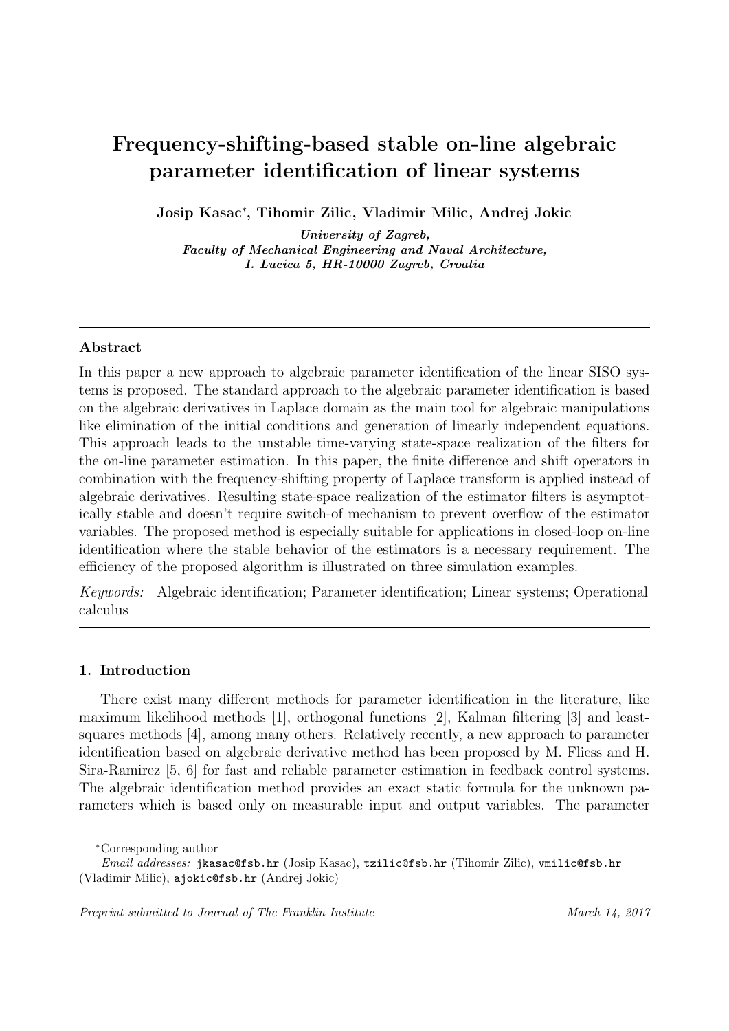# Frequency-shifting-based stable on-line algebraic parameter identification of linear systems

**Josip Kasac*, Tihomir Zilic, Vladimir Milic, Andrej Jokic**

*University of Zagreb,*
*Faculty of Mechanical Engineering and Naval Architecture,*
*I. Lucica 5, HR-10000 Zagreb, Croatia*

---

### Abstract

In this paper a new approach to algebraic parameter identification of the linear SISO systems is proposed. The standard approach to the algebraic parameter identification is based on the algebraic derivatives in Laplace domain as the main tool for algebraic manipulations like elimination of the initial conditions and generation of linearly independent equations. This approach leads to the unstable time-varying state-space realization of the filters for the on-line parameter estimation. In this paper, the finite difference and shift operators in combination with the frequency-shifting property of Laplace transform is applied instead of algebraic derivatives. Resulting state-space realization of the estimator filters is asymptotically stable and doesn't require switch-of mechanism to prevent overflow of the estimator variables. The proposed method is especially suitable for applications in closed-loop on-line identification where the stable behavior of the estimators is a necessary requirement. The efficiency of the proposed algorithm is illustrated on three simulation examples.

*Keywords:* Algebraic identification; Parameter identification; Linear systems; Operational calculus

---

## 1. Introduction

There exist many different methods for parameter identification in the literature, like maximum likelihood methods [1], orthogonal functions [2], Kalman filtering [3] and least-squares methods [4], among many others. Relatively recently, a new approach to parameter identification based on algebraic derivative method has been proposed by M. Fliess and H. Sira-Ramirez [5, 6] for fast and reliable parameter estimation in feedback control systems. The algebraic identification method provides an exact static formula for the unknown parameters which is based only on measurable input and output variables. The parameter

*Corresponding author

*Email addresses:* jkasac@fsb.hr (Josip Kasac), tzilic@fsb.hr (Tihomir Zilic), vmilic@fsb.hr (Vladimir Milic), ajokic@fsb.hr (Andrej Jokic)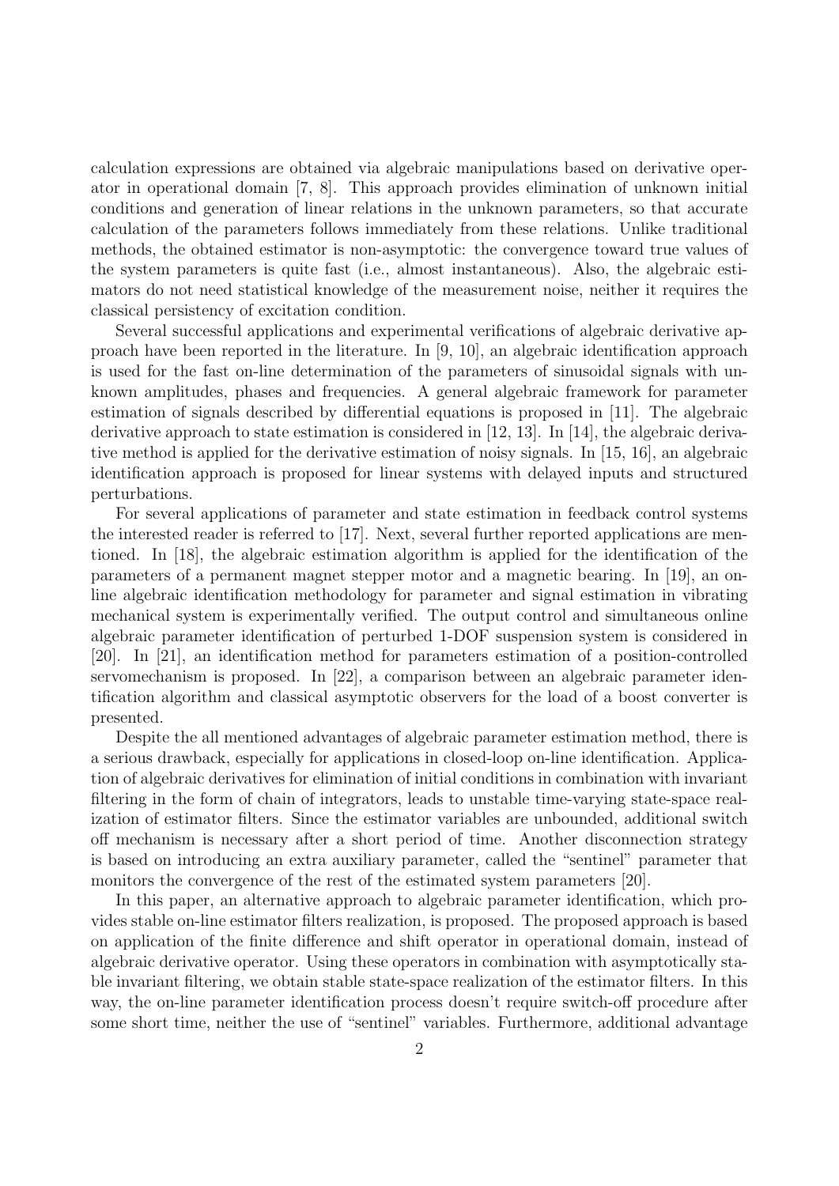calculation expressions are obtained via algebraic manipulations based on derivative operator in operational domain [7, 8]. This approach provides elimination of unknown initial conditions and generation of linear relations in the unknown parameters, so that accurate calculation of the parameters follows immediately from these relations. Unlike traditional methods, the obtained estimator is non-asymptotic: the convergence toward true values of the system parameters is quite fast (i.e., almost instantaneous). Also, the algebraic estimators do not need statistical knowledge of the measurement noise, neither it requires the classical persistency of excitation condition.

Several successful applications and experimental verifications of algebraic derivative approach have been reported in the literature. In [9, 10], an algebraic identification approach is used for the fast on-line determination of the parameters of sinusoidal signals with unknown amplitudes, phases and frequencies. A general algebraic framework for parameter estimation of signals described by differential equations is proposed in [11]. The algebraic derivative approach to state estimation is considered in [12, 13]. In [14], the algebraic derivative method is applied for the derivative estimation of noisy signals. In [15, 16], an algebraic identification approach is proposed for linear systems with delayed inputs and structured perturbations.

For several applications of parameter and state estimation in feedback control systems the interested reader is referred to [17]. Next, several further reported applications are mentioned. In [18], the algebraic estimation algorithm is applied for the identification of the parameters of a permanent magnet stepper motor and a magnetic bearing. In [19], an online algebraic identification methodology for parameter and signal estimation in vibrating mechanical system is experimentally verified. The output control and simultaneous online algebraic parameter identification of perturbed 1-DOF suspension system is considered in [20]. In [21], an identification method for parameters estimation of a position-controlled servomechanism is proposed. In [22], a comparison between an algebraic parameter identification algorithm and classical asymptotic observers for the load of a boost converter is presented.

Despite the all mentioned advantages of algebraic parameter estimation method, there is a serious drawback, especially for applications in closed-loop on-line identification. Application of algebraic derivatives for elimination of initial conditions in combination with invariant filtering in the form of chain of integrators, leads to unstable time-varying state-space realization of estimator filters. Since the estimator variables are unbounded, additional switch off mechanism is necessary after a short period of time. Another disconnection strategy is based on introducing an extra auxiliary parameter, called the "sentinel" parameter that monitors the convergence of the rest of the estimated system parameters [20].

In this paper, an alternative approach to algebraic parameter identification, which provides stable on-line estimator filters realization, is proposed. The proposed approach is based on application of the finite difference and shift operator in operational domain, instead of algebraic derivative operator. Using these operators in combination with asymptotically stable invariant filtering, we obtain stable state-space realization of the estimator filters. In this way, the on-line parameter identification process doesn't require switch-off procedure after some short time, neither the use of "sentinel" variables. Furthermore, additional advantage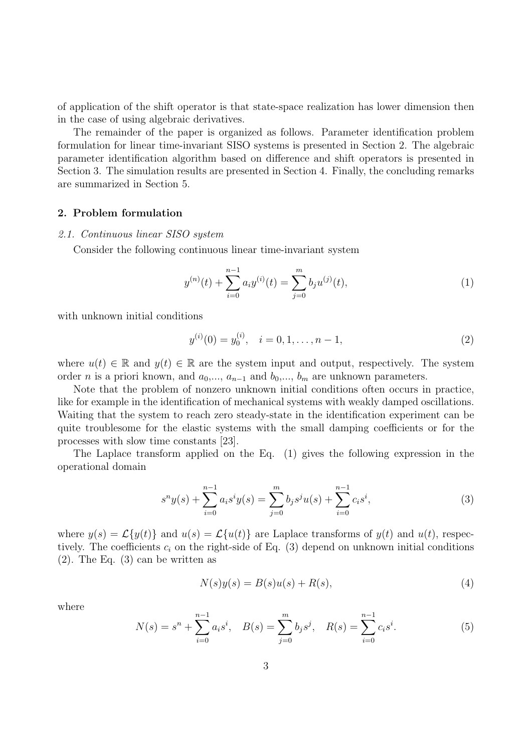of application of the shift operator is that state-space realization has lower dimension then in the case of using algebraic derivatives.

The remainder of the paper is organized as follows. Parameter identification problem formulation for linear time-invariant SISO systems is presented in Section 2. The algebraic parameter identification algorithm based on difference and shift operators is presented in Section 3. The simulation results are presented in Section 4. Finally, the concluding remarks are summarized in Section 5.

## 2. Problem formulation

### *2.1. Continuous linear SISO system*

Consider the following continuous linear time-invariant system

$$y^{(n)}(t) + \sum_{i=0}^{n-1} a_i y^{(i)}(t) = \sum_{j=0}^{m} b_j u^{(j)}(t), \tag{1}$$

with unknown initial conditions

$$y^{(i)}(0) = y_0^{(i)}, \quad i = 0, 1, \ldots, n-1, \tag{2}$$

where $u(t) \in \mathbb{R}$ and $y(t) \in \mathbb{R}$ are the system input and output, respectively. The system order $n$ is a priori known, and $a_0$,..., $a_{n-1}$ and $b_0$,..., $b_m$ are unknown parameters.

Note that the problem of nonzero unknown initial conditions often occurs in practice, like for example in the identification of mechanical systems with weakly damped oscillations. Waiting that the system to reach zero steady-state in the identification experiment can be quite troublesome for the elastic systems with the small damping coefficients or for the processes with slow time constants [23].

The Laplace transform applied on the Eq. (1) gives the following expression in the operational domain

$$s^n y(s) + \sum_{i=0}^{n-1} a_i s^i y(s) = \sum_{j=0}^{m} b_j s^j u(s) + \sum_{i=0}^{n-1} c_i s^i, \tag{3}$$

where $y(s) = \mathcal{L}\{y(t)\}$ and $u(s) = \mathcal{L}\{u(t)\}$ are Laplace transforms of $y(t)$ and $u(t)$, respectively. The coefficients $c_i$ on the right-side of Eq. (3) depend on unknown initial conditions (2). The Eq. (3) can be written as

$$N(s)y(s) = B(s)u(s) + R(s), \tag{4}$$

where

$$N(s) = s^n + \sum_{i=0}^{n-1} a_i s^i, \quad B(s) = \sum_{j=0}^{m} b_j s^j, \quad R(s) = \sum_{i=0}^{n-1} c_i s^i. \tag{5}$$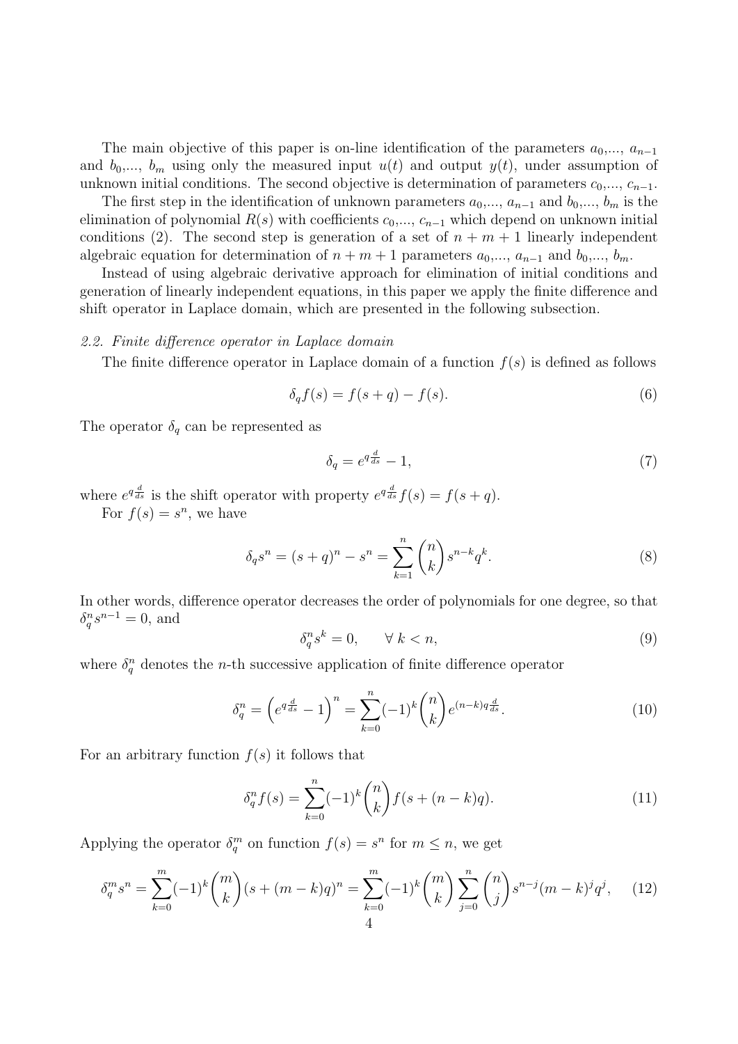The main objective of this paper is on-line identification of the parameters $a_0$,..., $a_{n-1}$ and $b_0$,..., $b_m$ using only the measured input $u(t)$ and output $y(t)$, under assumption of unknown initial conditions. The second objective is determination of parameters $c_0$,..., $c_{n-1}$.

The first step in the identification of unknown parameters $a_0$,..., $a_{n-1}$ and $b_0$,..., $b_m$ is the elimination of polynomial $R(s)$ with coefficients $c_0$,..., $c_{n-1}$ which depend on unknown initial conditions (2). The second step is generation of a set of $n+m+1$ linearly independent algebraic equation for determination of $n+m+1$ parameters $a_0$,..., $a_{n-1}$ and $b_0$,..., $b_m$.

Instead of using algebraic derivative approach for elimination of initial conditions and generation of linearly independent equations, in this paper we apply the finite difference and shift operator in Laplace domain, which are presented in the following subsection.

### *2.2. Finite difference operator in Laplace domain*

The finite difference operator in Laplace domain of a function $f(s)$ is defined as follows

$$\delta_q f(s) = f(s+q) - f(s). \tag{6}$$

The operator $\delta_q$ can be represented as

$$\delta_q = e^{q\frac{d}{ds}} - 1, \tag{7}$$

where $e^{q\frac{d}{ds}}$ is the shift operator with property $e^{q\frac{d}{ds}} f(s) = f(s+q)$.

For $f(s) = s^n$, we have

$$\delta_q s^n = (s+q)^n - s^n = \sum_{k=1}^{n} \binom{n}{k} s^{n-k} q^k. \tag{8}$$

In other words, difference operator decreases the order of polynomials for one degree, so that $\delta_q^n s^{n-1} = 0$, and

$$\delta_q^n s^k = 0, \qquad \forall\ k < n, \tag{9}$$

where $\delta_q^n$ denotes the $n$-th successive application of finite difference operator

$$\delta_q^n = \left(e^{q\frac{d}{ds}} - 1\right)^n = \sum_{k=0}^{n} (-1)^k \binom{n}{k} e^{(n-k)q\frac{d}{ds}}. \tag{10}$$

For an arbitrary function $f(s)$ it follows that

$$\delta_q^n f(s) = \sum_{k=0}^{n} (-1)^k \binom{n}{k} f(s+(n-k)q). \tag{11}$$

Applying the operator $\delta_q^m$ on function $f(s) = s^n$ for $m \leq n$, we get

$$\delta_q^m s^n = \sum_{k=0}^{m} (-1)^k \binom{m}{k} (s+(m-k)q)^n = \sum_{k=0}^{m} (-1)^k \binom{m}{k} \sum_{j=0}^{n} \binom{n}{j} s^{n-j} (m-k)^j q^j, \tag{12}$$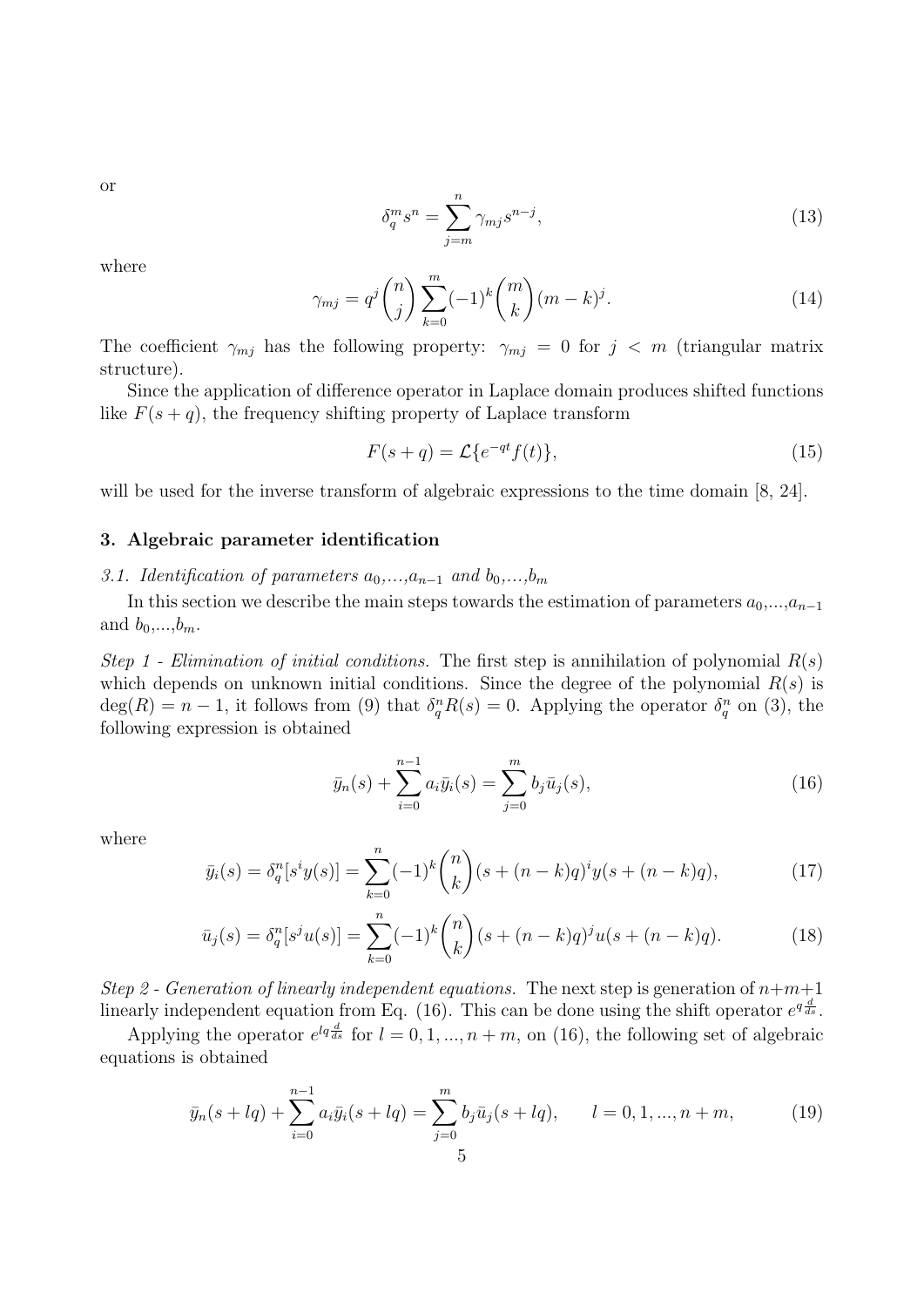or

$$\delta_q^m s^n = \sum_{j=m}^{n} \gamma_{mj} s^{n-j}, \tag{13}$$

where

$$\gamma_{mj} = q^j \binom{n}{j} \sum_{k=0}^{m} (-1)^k \binom{m}{k} (m-k)^j. \tag{14}$$

The coefficient $\gamma_{mj}$ has the following property: $\gamma_{mj} = 0$ for $j < m$ (triangular matrix structure).

Since the application of difference operator in Laplace domain produces shifted functions like $F(s+q)$, the frequency shifting property of Laplace transform

$$F(s+q) = \mathcal{L}\{e^{-qt} f(t)\}, \tag{15}$$

will be used for the inverse transform of algebraic expressions to the time domain [8, 24].

### 3. Algebraic parameter identification

*3.1. Identification of parameters $a_0$,...,$a_{n-1}$ and $b_0$,...,$b_m$*

In this section we describe the main steps towards the estimation of parameters $a_0$,...,$a_{n-1}$ and $b_0$,...,$b_m$.

*Step 1 - Elimination of initial conditions.* The first step is annihilation of polynomial $R(s)$ which depends on unknown initial conditions. Since the degree of the polynomial $R(s)$ is $\deg(R) = n-1$, it follows from (9) that $\delta_q^n R(s) = 0$. Applying the operator $\delta_q^n$ on (3), the following expression is obtained

$$\bar{y}_n(s) + \sum_{i=0}^{n-1} a_i \bar{y}_i(s) = \sum_{j=0}^{m} b_j \bar{u}_j(s), \tag{16}$$

where

$$\bar{y}_i(s) = \delta_q^n[s^i y(s)] = \sum_{k=0}^{n} (-1)^k \binom{n}{k} (s+(n-k)q)^i y(s+(n-k)q), \tag{17}$$

$$\bar{u}_j(s) = \delta_q^n[s^j u(s)] = \sum_{k=0}^{n} (-1)^k \binom{n}{k} (s+(n-k)q)^j u(s+(n-k)q). \tag{18}$$

*Step 2 - Generation of linearly independent equations.* The next step is generation of $n+m+1$ linearly independent equation from Eq. (16). This can be done using the shift operator $e^{q\frac{d}{ds}}$.

Applying the operator $e^{lq\frac{d}{ds}}$ for $l = 0, 1, ..., n+m$, on (16), the following set of algebraic equations is obtained

$$\bar{y}_n(s+lq) + \sum_{i=0}^{n-1} a_i \bar{y}_i(s+lq) = \sum_{j=0}^{m} b_j \bar{u}_j(s+lq), \qquad l = 0, 1, ..., n+m, \tag{19}$$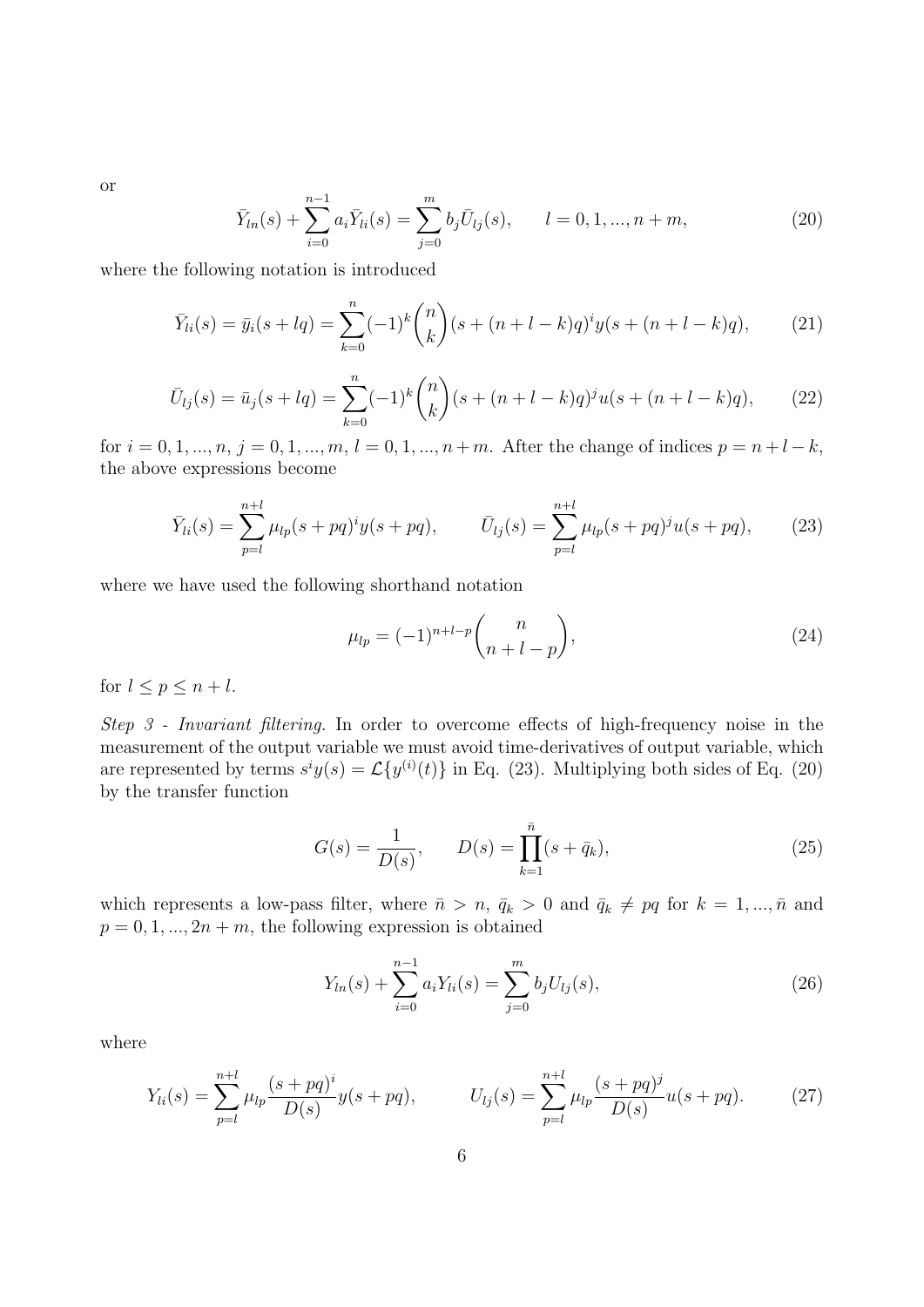or

$$\bar{Y}_{ln}(s) + \sum_{i=0}^{n-1} a_i \bar{Y}_{li}(s) = \sum_{j=0}^{m} b_j \bar{U}_{lj}(s), \qquad l = 0, 1, ..., n+m, \tag{20}$$

where the following notation is introduced

$$\bar{Y}_{li}(s) = \bar{y}_i(s + lq) = \sum_{k=0}^{n} (-1)^k \binom{n}{k} (s + (n + l - k)q)^i y(s + (n + l - k)q), \tag{21}$$

$$\bar{U}_{lj}(s) = \bar{u}_j(s + lq) = \sum_{k=0}^{n} (-1)^k \binom{n}{k} (s + (n + l - k)q)^j u(s + (n + l - k)q), \tag{22}$$

for $i = 0, 1, ..., n$, $j = 0, 1, ..., m$, $l = 0, 1, ..., n + m$. After the change of indices $p = n + l - k$, the above expressions become

$$\bar{Y}_{li}(s) = \sum_{p=l}^{n+l} \mu_{lp} (s + pq)^i y(s + pq), \qquad \bar{U}_{lj}(s) = \sum_{p=l}^{n+l} \mu_{lp} (s + pq)^j u(s + pq), \tag{23}$$

where we have used the following shorthand notation

$$\mu_{lp} = (-1)^{n+l-p} \binom{n}{n + l - p}, \tag{24}$$

for $l \leq p \leq n + l$.

*Step 3 - Invariant filtering.* In order to overcome effects of high-frequency noise in the measurement of the output variable we must avoid time-derivatives of output variable, which are represented by terms $s^i y(s) = \mathcal{L}\{y^{(i)}(t)\}$ in Eq. (23). Multiplying both sides of Eq. (20) by the transfer function

$$G(s) = \frac{1}{D(s)}, \qquad D(s) = \prod_{k=1}^{\bar{n}} (s + \bar{q}_k), \tag{25}$$

which represents a low-pass filter, where $\bar{n} > n$, $\bar{q}_k > 0$ and $\bar{q}_k \neq pq$ for $k = 1, ..., \bar{n}$ and $p = 0, 1, ..., 2n + m$, the following expression is obtained

$$Y_{ln}(s) + \sum_{i=0}^{n-1} a_i Y_{li}(s) = \sum_{j=0}^{m} b_j U_{lj}(s), \tag{26}$$

where

$$Y_{li}(s) = \sum_{p=l}^{n+l} \mu_{lp} \frac{(s + pq)^i}{D(s)} y(s + pq), \qquad U_{lj}(s) = \sum_{p=l}^{n+l} \mu_{lp} \frac{(s + pq)^j}{D(s)} u(s + pq). \tag{27}$$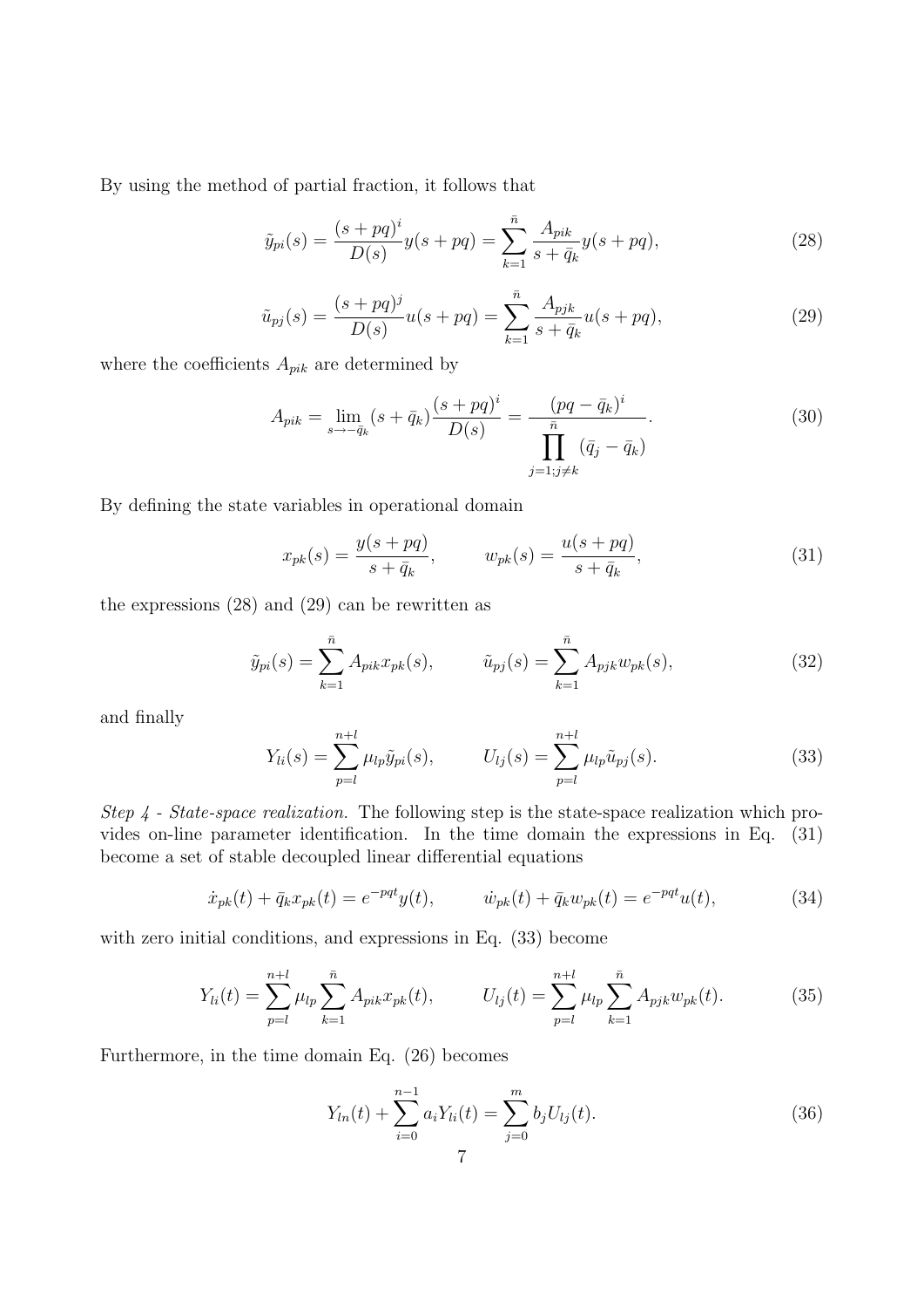By using the method of partial fraction, it follows that

$$\tilde{y}_{pi}(s) = \frac{(s+pq)^i}{D(s)} y(s+pq) = \sum_{k=1}^{\bar{n}} \frac{A_{pik}}{s+\bar{q}_k} y(s+pq), \tag{28}$$

$$\tilde{u}_{pj}(s) = \frac{(s+pq)^j}{D(s)} u(s+pq) = \sum_{k=1}^{\bar{n}} \frac{A_{pjk}}{s+\bar{q}_k} u(s+pq), \tag{29}$$

where the coefficients $A_{pik}$ are determined by

$$A_{pik} = \lim_{s \to -\bar{q}_k} (s+\bar{q}_k) \frac{(s+pq)^i}{D(s)} = \frac{(pq-\bar{q}_k)^i}{\prod\limits_{j=1; j\neq k}^{\bar{n}} (\bar{q}_j - \bar{q}_k)}. \tag{30}$$

By defining the state variables in operational domain

$$x_{pk}(s) = \frac{y(s+pq)}{s+\bar{q}_k}, \qquad w_{pk}(s) = \frac{u(s+pq)}{s+\bar{q}_k}, \tag{31}$$

the expressions (28) and (29) can be rewritten as

$$\tilde{y}_{pi}(s) = \sum_{k=1}^{\bar{n}} A_{pik} x_{pk}(s), \qquad \tilde{u}_{pj}(s) = \sum_{k=1}^{\bar{n}} A_{pjk} w_{pk}(s), \tag{32}$$

and finally

$$Y_{li}(s) = \sum_{p=l}^{n+l} \mu_{lp} \tilde{y}_{pi}(s), \qquad U_{lj}(s) = \sum_{p=l}^{n+l} \mu_{lp} \tilde{u}_{pj}(s). \tag{33}$$

*Step 4 - State-space realization.* The following step is the state-space realization which provides on-line parameter identification. In the time domain the expressions in Eq. (31) become a set of stable decoupled linear differential equations

$$\dot{x}_{pk}(t) + \bar{q}_k x_{pk}(t) = e^{-pqt} y(t), \qquad \dot{w}_{pk}(t) + \bar{q}_k w_{pk}(t) = e^{-pqt} u(t), \tag{34}$$

with zero initial conditions, and expressions in Eq. (33) become

$$Y_{li}(t) = \sum_{p=l}^{n+l} \mu_{lp} \sum_{k=1}^{\bar{n}} A_{pik} x_{pk}(t), \qquad U_{lj}(t) = \sum_{p=l}^{n+l} \mu_{lp} \sum_{k=1}^{\bar{n}} A_{pjk} w_{pk}(t). \tag{35}$$

Furthermore, in the time domain Eq. (26) becomes

$$Y_{ln}(t) + \sum_{i=0}^{n-1} a_i Y_{li}(t) = \sum_{j=0}^{m} b_j U_{lj}(t). \tag{36}$$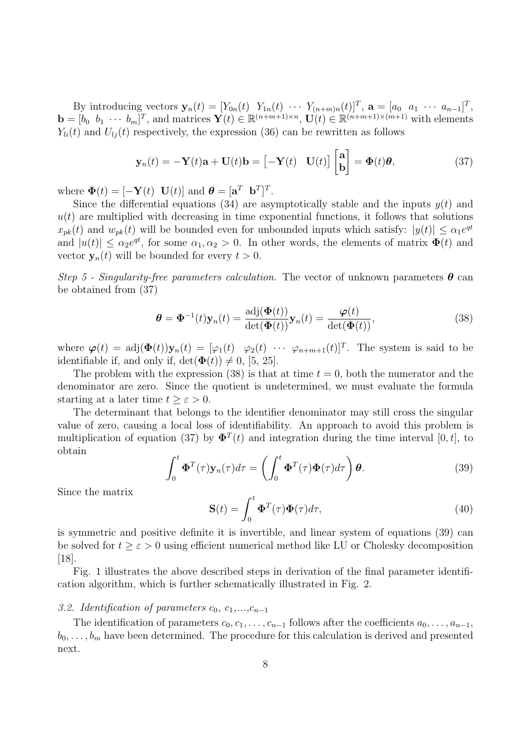By introducing vectors $\mathbf{y}_n(t) = [Y_{0n}(t) \;\; Y_{1n}(t) \;\; \cdots \;\; Y_{(n+m)n}(t)]^T$, $\mathbf{a} = [a_0 \;\; a_1 \;\; \cdots \;\; a_{n-1}]^T$, $\mathbf{b} = [b_0 \;\; b_1 \;\; \cdots \;\; b_m]^T$, and matrices $\mathbf{Y}(t) \in \mathbb{R}^{(n+m+1)\times n}$, $\mathbf{U}(t) \in \mathbb{R}^{(n+m+1)\times(m+1)}$ with elements $Y_{li}(t)$ and $U_{lj}(t)$ respectively, the expression (36) can be rewritten as follows

$$\mathbf{y}_n(t) = -\mathbf{Y}(t)\mathbf{a} + \mathbf{U}(t)\mathbf{b} = \begin{bmatrix}-\mathbf{Y}(t) & \mathbf{U}(t)\end{bmatrix}\begin{bmatrix}\mathbf{a}\\ \mathbf{b}\end{bmatrix} = \mathbf{\Phi}(t)\boldsymbol{\theta}, \tag{37}$$

where $\mathbf{\Phi}(t) = [-\mathbf{Y}(t) \;\; \mathbf{U}(t)]$ and $\boldsymbol{\theta} = [\mathbf{a}^T \;\; \mathbf{b}^T]^T$.

Since the differential equations (34) are asymptotically stable and the inputs $y(t)$ and $u(t)$ are multiplied with decreasing in time exponential functions, it follows that solutions $x_{pk}(t)$ and $w_{pk}(t)$ will be bounded even for unbounded inputs which satisfy: $|y(t)| \leq \alpha_1 e^{qt}$ and $|u(t)| \leq \alpha_2 e^{qt}$, for some $\alpha_1, \alpha_2 > 0$. In other words, the elements of matrix $\mathbf{\Phi}(t)$ and vector $\mathbf{y}_n(t)$ will be bounded for every $t > 0$.

*Step 5 - Singularity-free parameters calculation.* The vector of unknown parameters $\boldsymbol{\theta}$ can be obtained from (37)

$$\boldsymbol{\theta} = \mathbf{\Phi}^{-1}(t)\mathbf{y}_n(t) = \frac{\text{adj}(\mathbf{\Phi}(t))}{\det(\mathbf{\Phi}(t))}\mathbf{y}_n(t) = \frac{\boldsymbol{\varphi}(t)}{\det(\mathbf{\Phi}(t))}, \tag{38}$$

where $\boldsymbol{\varphi}(t) = \text{adj}(\mathbf{\Phi}(t))\mathbf{y}_n(t) = [\varphi_1(t) \;\; \varphi_2(t) \;\; \cdots \;\; \varphi_{n+m+1}(t)]^T$. The system is said to be identifiable if, and only if, $\det(\mathbf{\Phi}(t)) \neq 0$, [5, 25].

The problem with the expression (38) is that at time $t = 0$, both the numerator and the denominator are zero. Since the quotient is undetermined, we must evaluate the formula starting at a later time $t \geq \varepsilon > 0$.

The determinant that belongs to the identifier denominator may still cross the singular value of zero, causing a local loss of identifiability. An approach to avoid this problem is multiplication of equation (37) by $\mathbf{\Phi}^T(t)$ and integration during the time interval $[0, t]$, to obtain

$$\int_0^t \mathbf{\Phi}^T(\tau)\mathbf{y}_n(\tau)d\tau = \left(\int_0^t \mathbf{\Phi}^T(\tau)\mathbf{\Phi}(\tau)d\tau\right)\boldsymbol{\theta}. \tag{39}$$

Since the matrix

$$\mathbf{S}(t) = \int_0^t \mathbf{\Phi}^T(\tau)\mathbf{\Phi}(\tau)d\tau, \tag{40}$$

is symmetric and positive definite it is invertible, and linear system of equations (39) can be solved for $t \geq \varepsilon > 0$ using efficient numerical method like LU or Cholesky decomposition [18].

Fig. 1 illustrates the above described steps in derivation of the final parameter identification algorithm, which is further schematically illustrated in Fig. 2.

### 3.2. Identification of parameters $c_0$, $c_1$,...,$c_{n-1}$

The identification of parameters $c_0, c_1, \ldots, c_{n-1}$ follows after the coefficients $a_0, \ldots, a_{n-1}$, $b_0, \ldots, b_m$ have been determined. The procedure for this calculation is derived and presented next.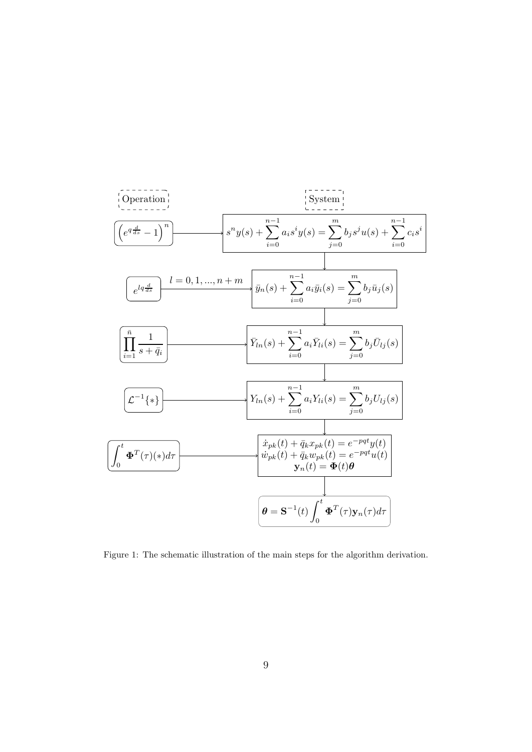| Operation | System |
| --- | --- |
| $\left(e^{q\frac{d}{ds}}-1\right)^n$ | $s^n y(s) + \sum_{i=0}^{n-1} a_i s^i y(s) = \sum_{j=0}^{m} b_j s^j u(s) + \sum_{i=0}^{n-1} c_i s^i$ |
| $e^{lq\frac{d}{ds}}$, $l=0,1,...,n+m$ | $\bar{y}_n(s) + \sum_{i=0}^{n-1} a_i \bar{y}_i(s) = \sum_{j=0}^{m} b_j \bar{u}_j(s)$ |
| $\prod_{i=1}^{\bar{n}} \frac{1}{s+\bar{q}_i}$ | $\bar{Y}_{ln}(s) + \sum_{i=0}^{n-1} a_i \bar{Y}_{li}(s) = \sum_{j=0}^{m} b_j \bar{U}_{lj}(s)$ |
| $\mathcal{L}^{-1}\{*\}$ | $Y_{ln}(s) + \sum_{i=0}^{n-1} a_i Y_{li}(s) = \sum_{j=0}^{m} b_j U_{lj}(s)$ |
| $\int_0^t \mathbf{\Phi}^T(\tau)(*)d\tau$ | $\dot{x}_{pk}(t) + \bar{q}_k x_{pk}(t) = e^{-pqt}y(t)$<br>$\dot{w}_{pk}(t) + \bar{q}_k w_{pk}(t) = e^{-pqt}u(t)$<br>$\mathbf{y}_n(t) = \mathbf{\Phi}(t)\boldsymbol{\theta}$ |
| | $\boldsymbol{\theta} = \mathbf{S}^{-1}(t) \int_0^t \mathbf{\Phi}^T(\tau)\mathbf{y}_n(\tau)d\tau$ |

Figure 1: The schematic illustration of the main steps for the algorithm derivation.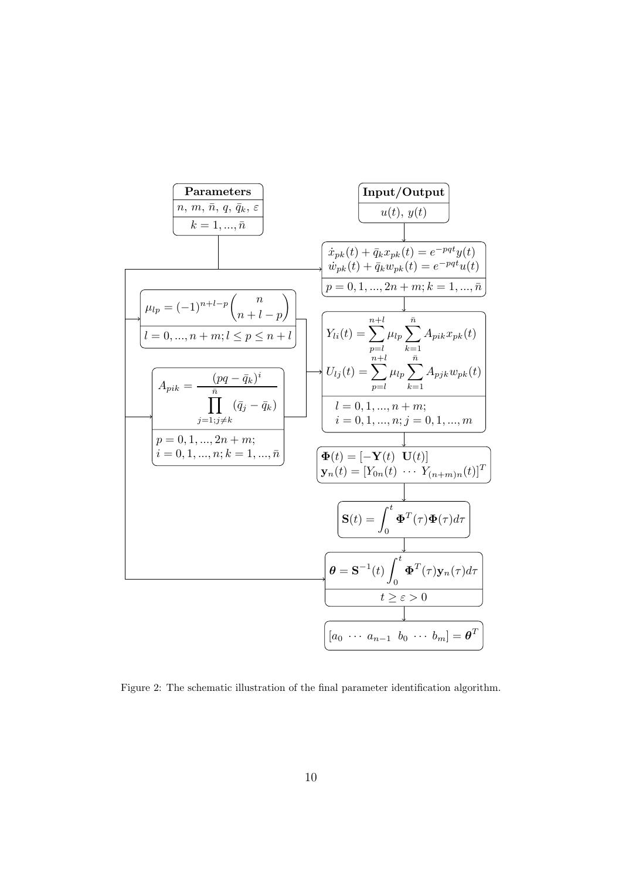**Parameters**

$n,\ m,\ \bar{n},\ q,\ \bar{q}_k,\ \varepsilon$

$k = 1, ..., \bar{n}$

**Input/Output**

$u(t),\ y(t)$

$$\dot{x}_{pk}(t) + \bar{q}_k x_{pk}(t) = e^{-pqt} y(t)$$
$$\dot{w}_{pk}(t) + \bar{q}_k w_{pk}(t) = e^{-pqt} u(t)$$

$p = 0, 1, ..., 2n+m;\ k = 1, ..., \bar{n}$

$$\mu_{lp} = (-1)^{n+l-p} \binom{n}{n+l-p}$$

$l = 0, ..., n+m;\ l \leq p \leq n+l$

$$A_{pik} = \frac{(pq - \bar{q}_k)^i}{\prod\limits_{j=1; j\neq k}^{\bar{n}} (\bar{q}_j - \bar{q}_k)}$$

$p = 0, 1, ..., 2n+m;$
$i = 0, 1, ..., n;\ k = 1, ..., \bar{n}$

$$Y_{li}(t) = \sum_{p=l}^{n+l} \mu_{lp} \sum_{k=1}^{\bar{n}} A_{pik} x_{pk}(t)$$
$$U_{lj}(t) = \sum_{p=l}^{n+l} \mu_{lp} \sum_{k=1}^{\bar{n}} A_{pjk} w_{pk}(t)$$

$l = 0, 1, ..., n+m;$
$i = 0, 1, ..., n;\ j = 0, 1, ..., m$

$$\mathbf{\Phi}(t) = [-\mathbf{Y}(t)\ \ \mathbf{U}(t)]$$
$$\mathbf{y}_n(t) = [Y_{0n}(t)\ \cdots\ Y_{(n+m)n}(t)]^T$$

$$\mathbf{S}(t) = \int_0^t \mathbf{\Phi}^T(\tau)\mathbf{\Phi}(\tau)d\tau$$

$$\boldsymbol{\theta} = \mathbf{S}^{-1}(t) \int_0^t \mathbf{\Phi}^T(\tau)\mathbf{y}_n(\tau)d\tau$$

$t \geq \varepsilon > 0$

$$[a_0\ \cdots\ a_{n-1}\ \ b_0\ \cdots\ b_m] = \boldsymbol{\theta}^T$$

Figure 2: The schematic illustration of the final parameter identification algorithm.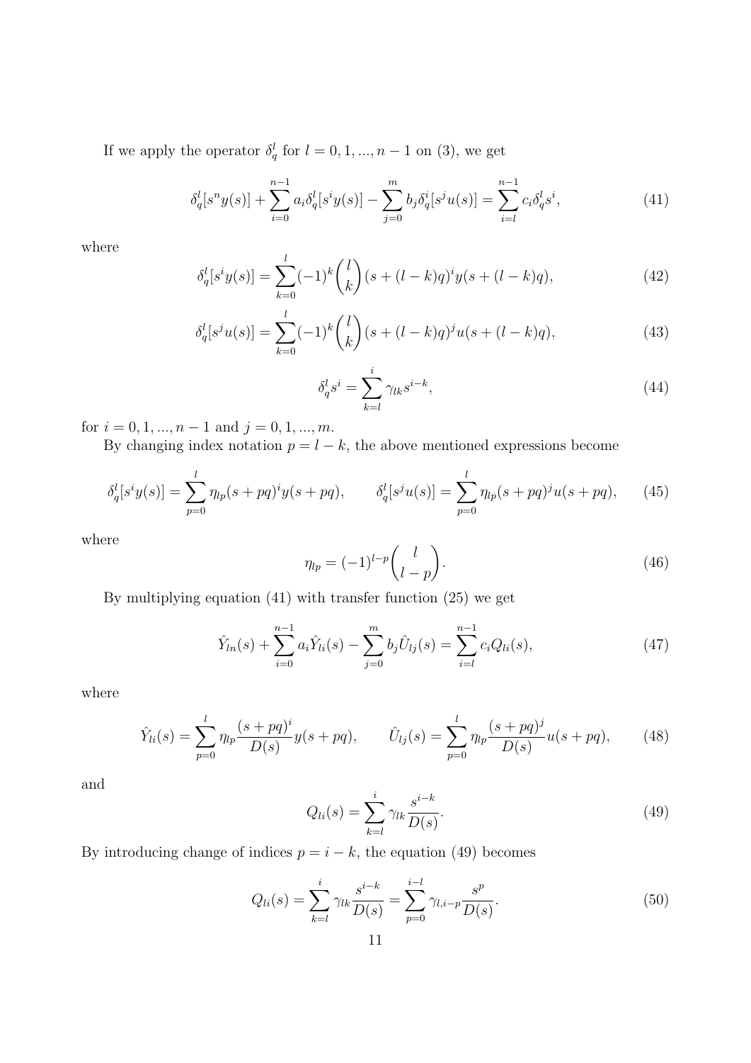If we apply the operator $\delta_q^l$ for $l = 0, 1, ..., n-1$ on (3), we get

$$\delta_q^l[s^n y(s)] + \sum_{i=0}^{n-1} a_i \delta_q^l[s^i y(s)] - \sum_{j=0}^{m} b_j \delta_q^i[s^j u(s)] = \sum_{i=l}^{n-1} c_i \delta_q^l s^i, \tag{41}$$

where

$$\delta_q^l[s^i y(s)] = \sum_{k=0}^{l} (-1)^k \binom{l}{k} (s + (l-k)q)^i y(s + (l-k)q), \tag{42}$$

$$\delta_q^l[s^j u(s)] = \sum_{k=0}^{l} (-1)^k \binom{l}{k} (s + (l-k)q)^j u(s + (l-k)q), \tag{43}$$

$$\delta_q^l s^i = \sum_{k=l}^{i} \gamma_{lk} s^{i-k}, \tag{44}$$

for $i = 0, 1, ..., n-1$ and $j = 0, 1, ..., m$.

By changing index notation $p = l - k$, the above mentioned expressions become

$$\delta_q^l[s^i y(s)] = \sum_{p=0}^{l} \eta_{lp} (s + pq)^i y(s + pq), \qquad \delta_q^l[s^j u(s)] = \sum_{p=0}^{l} \eta_{lp} (s + pq)^j u(s + pq), \tag{45}$$

where

$$\eta_{lp} = (-1)^{l-p} \binom{l}{l-p}. \tag{46}$$

By multiplying equation (41) with transfer function (25) we get

$$\hat{Y}_{ln}(s) + \sum_{i=0}^{n-1} a_i \hat{Y}_{li}(s) - \sum_{j=0}^{m} b_j \hat{U}_{lj}(s) = \sum_{i=l}^{n-1} c_i Q_{li}(s), \tag{47}$$

where

$$\hat{Y}_{li}(s) = \sum_{p=0}^{l} \eta_{lp} \frac{(s + pq)^i}{D(s)} y(s + pq), \qquad \hat{U}_{lj}(s) = \sum_{p=0}^{l} \eta_{lp} \frac{(s + pq)^j}{D(s)} u(s + pq), \tag{48}$$

and

$$Q_{li}(s) = \sum_{k=l}^{i} \gamma_{lk} \frac{s^{i-k}}{D(s)}. \tag{49}$$

By introducing change of indices $p = i - k$, the equation (49) becomes

$$Q_{li}(s) = \sum_{k=l}^{i} \gamma_{lk} \frac{s^{i-k}}{D(s)} = \sum_{p=0}^{i-l} \gamma_{l,i-p} \frac{s^p}{D(s)}. \tag{50}$$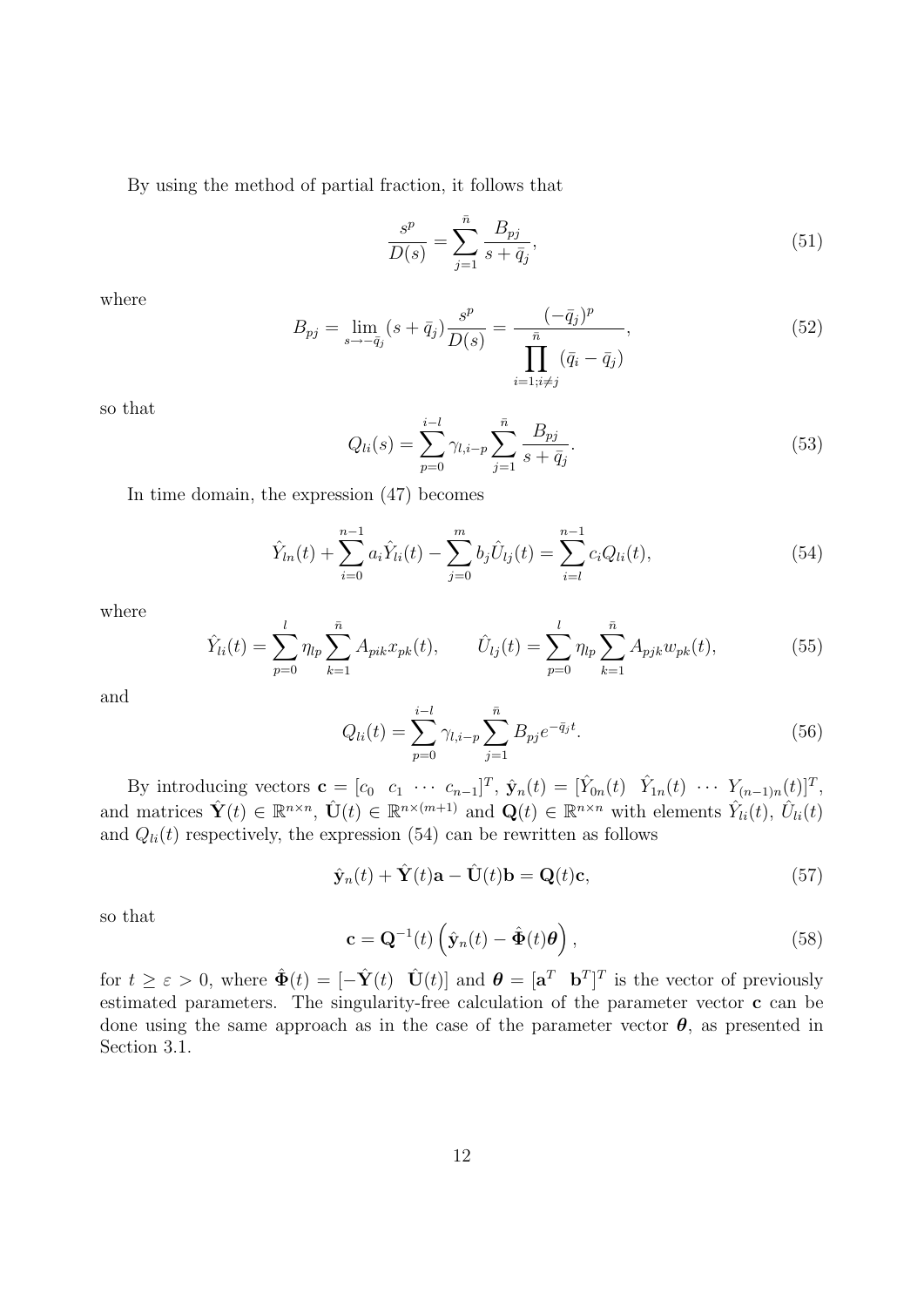By using the method of partial fraction, it follows that

$$\frac{s^p}{D(s)} = \sum_{j=1}^{\bar{n}} \frac{B_{pj}}{s+\bar{q}_j}, \tag{51}$$

where

$$B_{pj} = \lim_{s\to -\bar{q}_j} (s+\bar{q}_j)\frac{s^p}{D(s)} = \frac{(-\bar{q}_j)^p}{\prod\limits_{i=1;i\neq j}^{\bar{n}} (\bar{q}_i - \bar{q}_j)}, \tag{52}$$

so that

$$Q_{li}(s) = \sum_{p=0}^{i-l} \gamma_{l,i-p} \sum_{j=1}^{\bar{n}} \frac{B_{pj}}{s+\bar{q}_j}. \tag{53}$$

In time domain, the expression (47) becomes

$$\hat{Y}_{ln}(t) + \sum_{i=0}^{n-1} a_i \hat{Y}_{li}(t) - \sum_{j=0}^{m} b_j \hat{U}_{lj}(t) = \sum_{i=l}^{n-1} c_i Q_{li}(t), \tag{54}$$

where

$$\hat{Y}_{li}(t) = \sum_{p=0}^{l} \eta_{lp} \sum_{k=1}^{\bar{n}} A_{pik} x_{pk}(t), \qquad \hat{U}_{lj}(t) = \sum_{p=0}^{l} \eta_{lp} \sum_{k=1}^{\bar{n}} A_{pjk} w_{pk}(t), \tag{55}$$

and

$$Q_{li}(t) = \sum_{p=0}^{i-l} \gamma_{l,i-p} \sum_{j=1}^{\bar{n}} B_{pj} e^{-\bar{q}_j t}. \tag{56}$$

By introducing vectors $\mathbf{c} = [c_0 \;\; c_1 \;\; \cdots \;\; c_{n-1}]^T$, $\hat{\mathbf{y}}_n(t) = [\hat{Y}_{0n}(t) \;\; \hat{Y}_{1n}(t) \;\; \cdots \;\; Y_{(n-1)n}(t)]^T$, and matrices $\hat{\mathbf{Y}}(t) \in \mathbb{R}^{n\times n}$, $\hat{\mathbf{U}}(t) \in \mathbb{R}^{n\times(m+1)}$ and $\mathbf{Q}(t) \in \mathbb{R}^{n\times n}$ with elements $\hat{Y}_{li}(t)$, $\hat{U}_{li}(t)$ and $Q_{li}(t)$ respectively, the expression (54) can be rewritten as follows

$$\hat{\mathbf{y}}_n(t) + \hat{\mathbf{Y}}(t)\mathbf{a} - \hat{\mathbf{U}}(t)\mathbf{b} = \mathbf{Q}(t)\mathbf{c}, \tag{57}$$

so that

$$\mathbf{c} = \mathbf{Q}^{-1}(t)\left(\hat{\mathbf{y}}_n(t) - \hat{\mathbf{\Phi}}(t)\boldsymbol{\theta}\right), \tag{58}$$

for $t \geq \varepsilon > 0$, where $\hat{\mathbf{\Phi}}(t) = [-\hat{\mathbf{Y}}(t) \;\; \hat{\mathbf{U}}(t)]$ and $\boldsymbol{\theta} = [\mathbf{a}^T \;\; \mathbf{b}^T]^T$ is the vector of previously estimated parameters. The singularity-free calculation of the parameter vector $\mathbf{c}$ can be done using the same approach as in the case of the parameter vector $\boldsymbol{\theta}$, as presented in Section 3.1.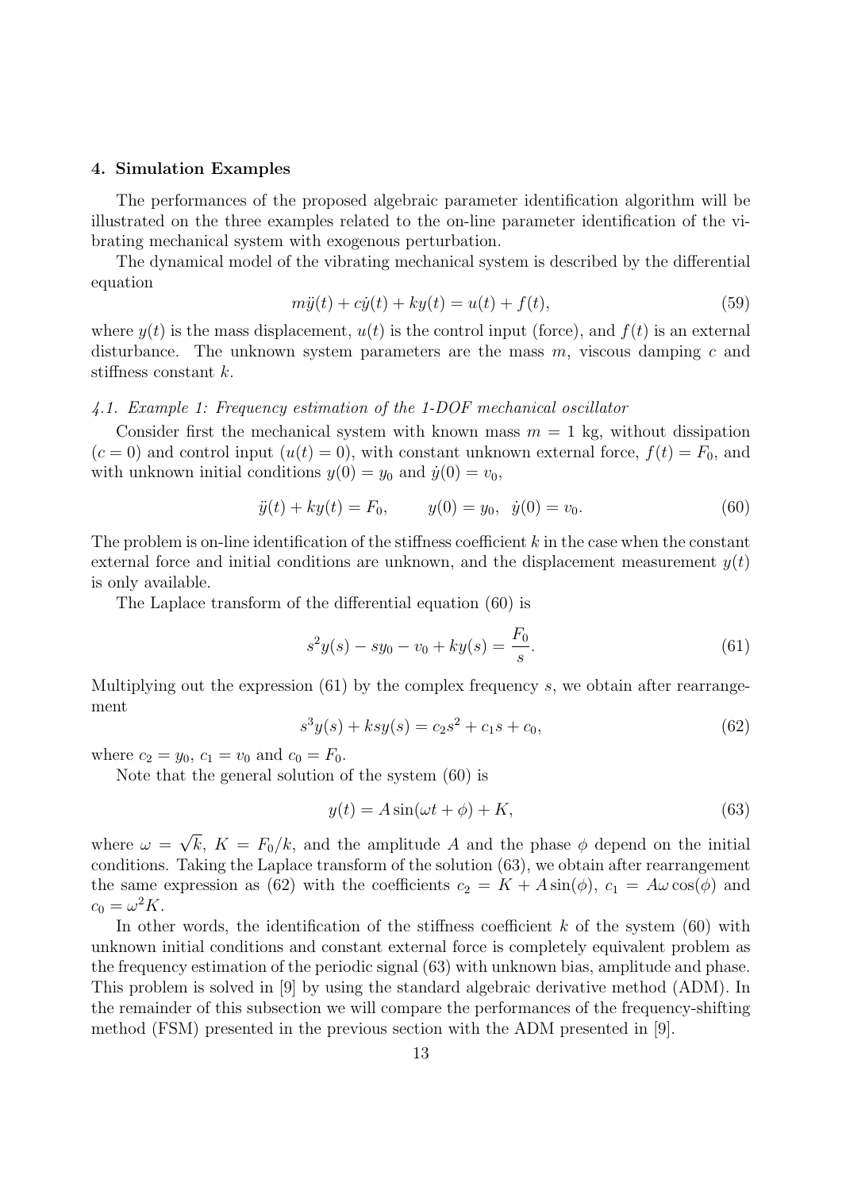## 4. Simulation Examples

The performances of the proposed algebraic parameter identification algorithm will be illustrated on the three examples related to the on-line parameter identification of the vibrating mechanical system with exogenous perturbation.

The dynamical model of the vibrating mechanical system is described by the differential equation

$$m\ddot{y}(t) + c\dot{y}(t) + ky(t) = u(t) + f(t), \tag{59}$$

where $y(t)$ is the mass displacement, $u(t)$ is the control input (force), and $f(t)$ is an external disturbance. The unknown system parameters are the mass $m$, viscous damping $c$ and stiffness constant $k$.

### *4.1. Example 1: Frequency estimation of the 1-DOF mechanical oscillator*

Consider first the mechanical system with known mass $m = 1$ kg, without dissipation ($c = 0$) and control input ($u(t) = 0$), with constant unknown external force, $f(t) = F_0$, and with unknown initial conditions $y(0) = y_0$ and $\dot{y}(0) = v_0$,

$$\ddot{y}(t) + ky(t) = F_0, \qquad y(0) = y_0, \;\; \dot{y}(0) = v_0. \tag{60}$$

The problem is on-line identification of the stiffness coefficient $k$ in the case when the constant external force and initial conditions are unknown, and the displacement measurement $y(t)$ is only available.

The Laplace transform of the differential equation (60) is

$$s^2 y(s) - sy_0 - v_0 + ky(s) = \frac{F_0}{s}. \tag{61}$$

Multiplying out the expression (61) by the complex frequency $s$, we obtain after rearrangement

$$s^3 y(s) + ksy(s) = c_2 s^2 + c_1 s + c_0, \tag{62}$$

where $c_2 = y_0$, $c_1 = v_0$ and $c_0 = F_0$.

Note that the general solution of the system (60) is

$$y(t) = A\sin(\omega t + \phi) + K, \tag{63}$$

where $\omega = \sqrt{k}$, $K = F_0/k$, and the amplitude $A$ and the phase $\phi$ depend on the initial conditions. Taking the Laplace transform of the solution (63), we obtain after rearrangement the same expression as (62) with the coefficients $c_2 = K + A\sin(\phi)$, $c_1 = A\omega\cos(\phi)$ and $c_0 = \omega^2 K$.

In other words, the identification of the stiffness coefficient $k$ of the system (60) with unknown initial conditions and constant external force is completely equivalent problem as the frequency estimation of the periodic signal (63) with unknown bias, amplitude and phase. This problem is solved in [9] by using the standard algebraic derivative method (ADM). In the remainder of this subsection we will compare the performances of the frequency-shifting method (FSM) presented in the previous section with the ADM presented in [9].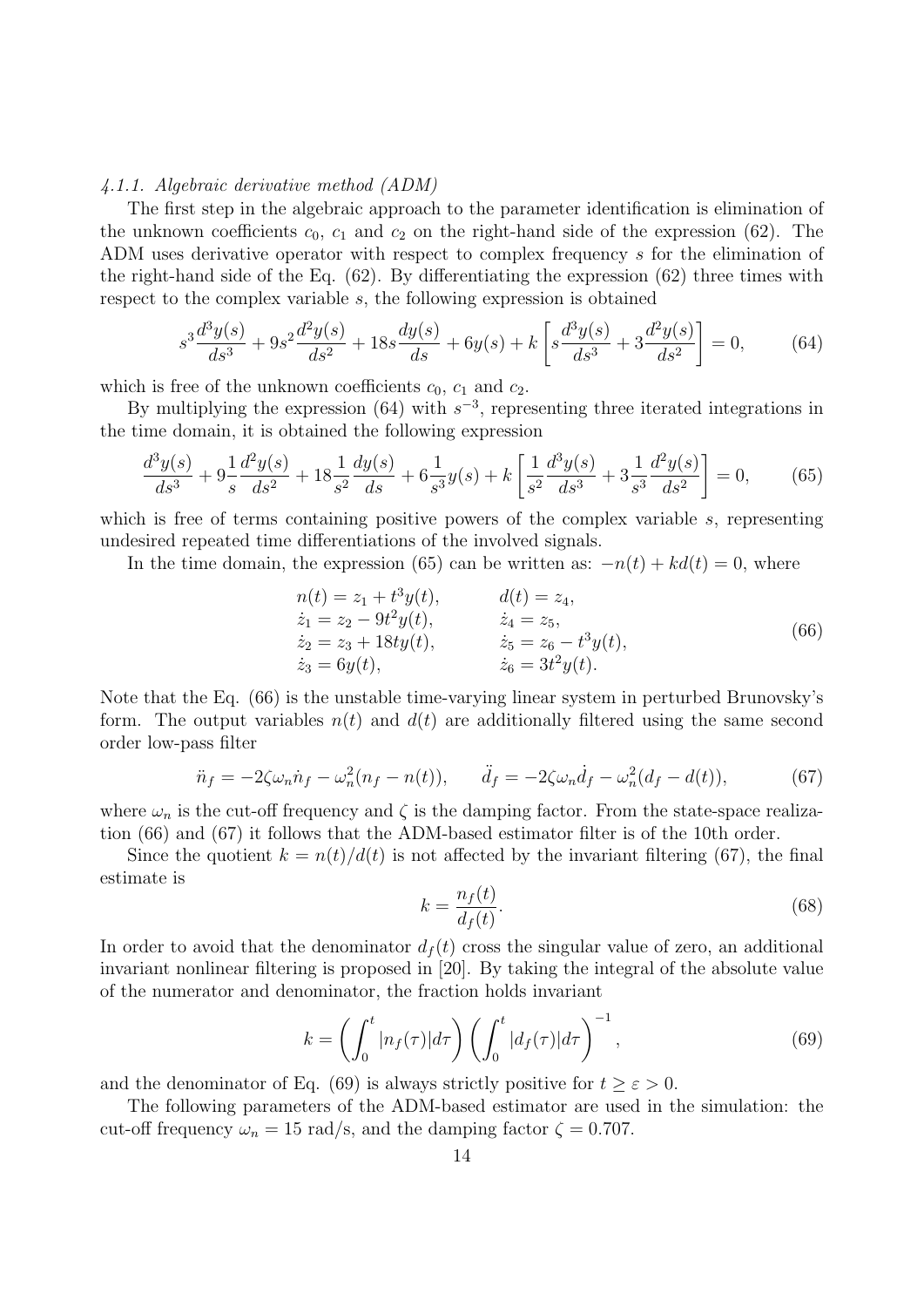#### 4.1.1. Algebraic derivative method (ADM)

The first step in the algebraic approach to the parameter identification is elimination of the unknown coefficients $c_0$, $c_1$ and $c_2$ on the right-hand side of the expression (62). The ADM uses derivative operator with respect to complex frequency $s$ for the elimination of the right-hand side of the Eq. (62). By differentiating the expression (62) three times with respect to the complex variable $s$, the following expression is obtained

$$s^3\frac{d^3y(s)}{ds^3} + 9s^2\frac{d^2y(s)}{ds^2} + 18s\frac{dy(s)}{ds} + 6y(s) + k\left[s\frac{d^3y(s)}{ds^3} + 3\frac{d^2y(s)}{ds^2}\right] = 0, \tag{64}$$

which is free of the unknown coefficients $c_0$, $c_1$ and $c_2$.

By multiplying the expression (64) with $s^{-3}$, representing three iterated integrations in the time domain, it is obtained the following expression

$$\frac{d^3y(s)}{ds^3} + 9\frac{1}{s}\frac{d^2y(s)}{ds^2} + 18\frac{1}{s^2}\frac{dy(s)}{ds} + 6\frac{1}{s^3}y(s) + k\left[\frac{1}{s^2}\frac{d^3y(s)}{ds^3} + 3\frac{1}{s^3}\frac{d^2y(s)}{ds^2}\right] = 0, \tag{65}$$

which is free of terms containing positive powers of the complex variable $s$, representing undesired repeated time differentiations of the involved signals.

In the time domain, the expression (65) can be written as: $-n(t) + kd(t) = 0$, where

$$\begin{aligned}
&n(t) = z_1 + t^3y(t), && d(t) = z_4,\\
&\dot{z}_1 = z_2 - 9t^2y(t), && \dot{z}_4 = z_5,\\
&\dot{z}_2 = z_3 + 18ty(t), && \dot{z}_5 = z_6 - t^3y(t),\\
&\dot{z}_3 = 6y(t), && \dot{z}_6 = 3t^2y(t).
\end{aligned} \tag{66}$$

Note that the Eq. (66) is the unstable time-varying linear system in perturbed Brunovsky's form. The output variables $n(t)$ and $d(t)$ are additionally filtered using the same second order low-pass filter

$$\ddot{n}_f = -2\zeta\omega_n\dot{n}_f - \omega_n^2(n_f - n(t)), \qquad \ddot{d}_f = -2\zeta\omega_n\dot{d}_f - \omega_n^2(d_f - d(t)), \tag{67}$$

where $\omega_n$ is the cut-off frequency and $\zeta$ is the damping factor. From the state-space realization (66) and (67) it follows that the ADM-based estimator filter is of the 10th order.

Since the quotient $k = n(t)/d(t)$ is not affected by the invariant filtering (67), the final estimate is

$$k = \frac{n_f(t)}{d_f(t)}. \tag{68}$$

In order to avoid that the denominator $d_f(t)$ cross the singular value of zero, an additional invariant nonlinear filtering is proposed in [20]. By taking the integral of the absolute value of the numerator and denominator, the fraction holds invariant

$$k = \left(\int_0^t |n_f(\tau)|d\tau\right)\left(\int_0^t |d_f(\tau)|d\tau\right)^{-1}, \tag{69}$$

and the denominator of Eq. (69) is always strictly positive for $t \geq \varepsilon > 0$.

The following parameters of the ADM-based estimator are used in the simulation: the cut-off frequency $\omega_n = 15$ rad/s, and the damping factor $\zeta = 0.707$.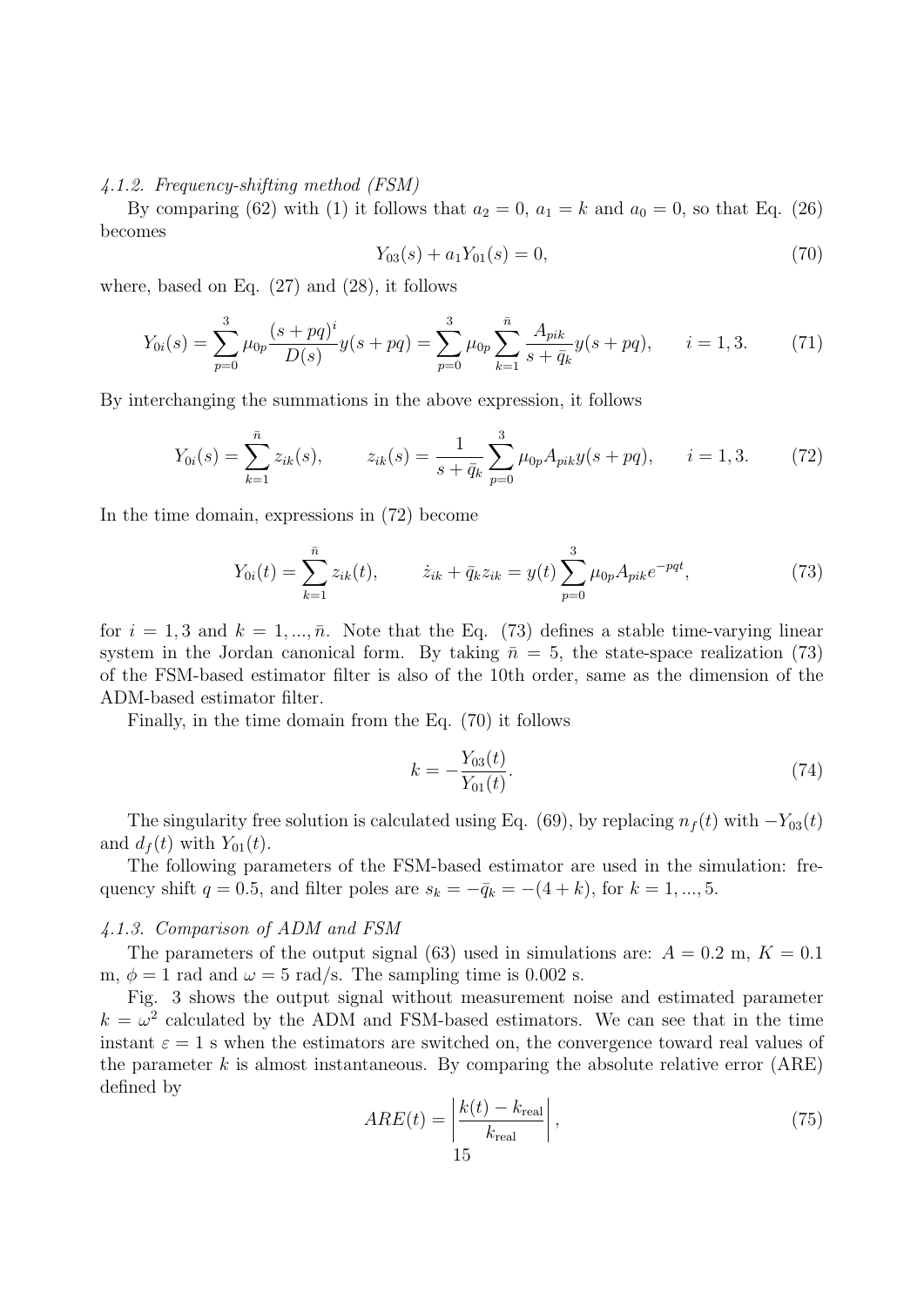#### 4.1.2. Frequency-shifting method (FSM)

By comparing (62) with (1) it follows that $a_2 = 0$, $a_1 = k$ and $a_0 = 0$, so that Eq. (26) becomes

$$Y_{03}(s) + a_1 Y_{01}(s) = 0, \tag{70}$$

where, based on Eq. (27) and (28), it follows

$$Y_{0i}(s) = \sum_{p=0}^{3} \mu_{0p} \frac{(s+pq)^i}{D(s)} y(s+pq) = \sum_{p=0}^{3} \mu_{0p} \sum_{k=1}^{\bar{n}} \frac{A_{pik}}{s+\bar{q}_k} y(s+pq), \qquad i = 1, 3. \tag{71}$$

By interchanging the summations in the above expression, it follows

$$Y_{0i}(s) = \sum_{k=1}^{\bar{n}} z_{ik}(s), \qquad z_{ik}(s) = \frac{1}{s+\bar{q}_k} \sum_{p=0}^{3} \mu_{0p} A_{pik} y(s+pq), \qquad i = 1, 3. \tag{72}$$

In the time domain, expressions in (72) become

$$Y_{0i}(t) = \sum_{k=1}^{\bar{n}} z_{ik}(t), \qquad \dot{z}_{ik} + \bar{q}_k z_{ik} = y(t) \sum_{p=0}^{3} \mu_{0p} A_{pik} e^{-pqt}, \tag{73}$$

for $i = 1, 3$ and $k = 1, ..., \bar{n}$. Note that the Eq. (73) defines a stable time-varying linear system in the Jordan canonical form. By taking $\bar{n} = 5$, the state-space realization (73) of the FSM-based estimator filter is also of the 10th order, same as the dimension of the ADM-based estimator filter.

Finally, in the time domain from the Eq. (70) it follows

$$k = -\frac{Y_{03}(t)}{Y_{01}(t)}. \tag{74}$$

The singularity free solution is calculated using Eq. (69), by replacing $n_f(t)$ with $-Y_{03}(t)$ and $d_f(t)$ with $Y_{01}(t)$.

The following parameters of the FSM-based estimator are used in the simulation: frequency shift $q = 0.5$, and filter poles are $s_k = -\bar{q}_k = -(4 + k)$, for $k = 1, ..., 5$.

#### 4.1.3. Comparison of ADM and FSM

The parameters of the output signal (63) used in simulations are: $A = 0.2$ m, $K = 0.1$ m, $\phi = 1$ rad and $\omega = 5$ rad/s. The sampling time is 0.002 s.

Fig. 3 shows the output signal without measurement noise and estimated parameter $k = \omega^2$ calculated by the ADM and FSM-based estimators. We can see that in the time instant $\varepsilon = 1$ s when the estimators are switched on, the convergence toward real values of the parameter $k$ is almost instantaneous. By comparing the absolute relative error (ARE) defined by

$$ARE(t) = \left| \frac{k(t) - k_{\text{real}}}{k_{\text{real}}} \right|, \tag{75}$$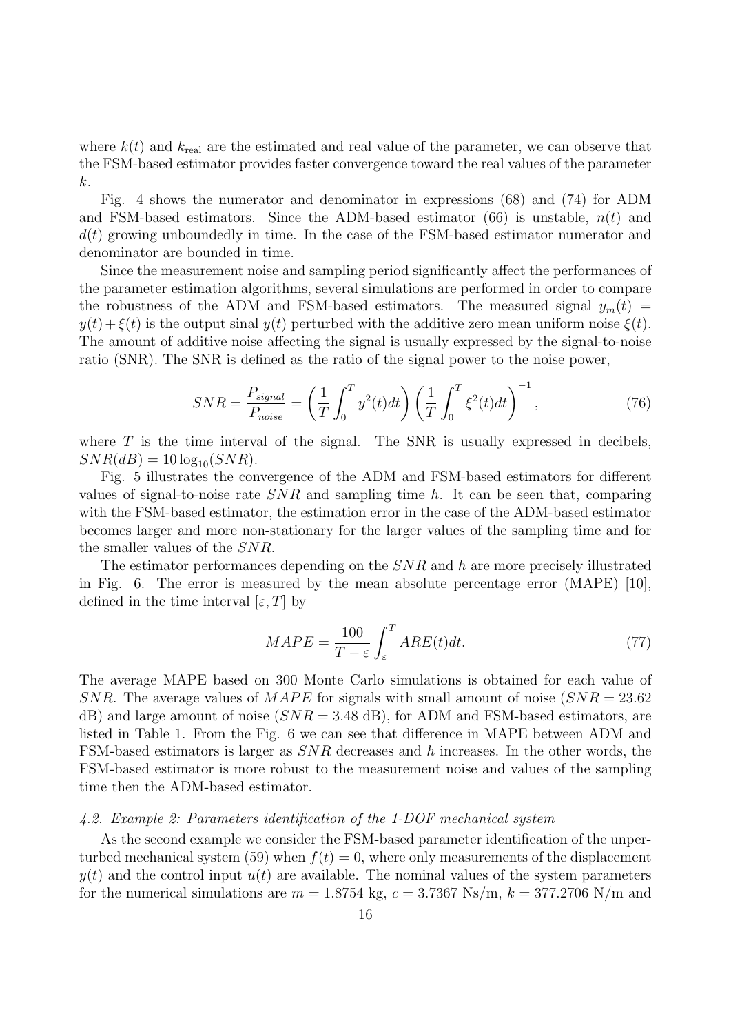where $k(t)$ and $k_{\text{real}}$ are the estimated and real value of the parameter, we can observe that the FSM-based estimator provides faster convergence toward the real values of the parameter $k$.

Fig. 4 shows the numerator and denominator in expressions (68) and (74) for ADM and FSM-based estimators. Since the ADM-based estimator (66) is unstable, $n(t)$ and $d(t)$ growing unboundedly in time. In the case of the FSM-based estimator numerator and denominator are bounded in time.

Since the measurement noise and sampling period significantly affect the performances of the parameter estimation algorithms, several simulations are performed in order to compare the robustness of the ADM and FSM-based estimators. The measured signal $y_m(t) = y(t) + \xi(t)$ is the output sinal $y(t)$ perturbed with the additive zero mean uniform noise $\xi(t)$. The amount of additive noise affecting the signal is usually expressed by the signal-to-noise ratio (SNR). The SNR is defined as the ratio of the signal power to the noise power,

$$SNR = \frac{P_{signal}}{P_{noise}} = \left( \frac{1}{T} \int_0^T y^2(t)dt \right) \left( \frac{1}{T} \int_0^T \xi^2(t)dt \right)^{-1}, \tag{76}$$

where $T$ is the time interval of the signal. The SNR is usually expressed in decibels, $SNR(dB) = 10 \log_{10}(SNR)$.

Fig. 5 illustrates the convergence of the ADM and FSM-based estimators for different values of signal-to-noise rate $SNR$ and sampling time $h$. It can be seen that, comparing with the FSM-based estimator, the estimation error in the case of the ADM-based estimator becomes larger and more non-stationary for the larger values of the sampling time and for the smaller values of the $SNR$.

The estimator performances depending on the $SNR$ and $h$ are more precisely illustrated in Fig. 6. The error is measured by the mean absolute percentage error (MAPE) [10], defined in the time interval $[\varepsilon, T]$ by

$$MAPE = \frac{100}{T - \varepsilon} \int_\varepsilon^T ARE(t)dt. \tag{77}$$

The average MAPE based on 300 Monte Carlo simulations is obtained for each value of $SNR$. The average values of $MAPE$ for signals with small amount of noise ($SNR = 23.62$ dB) and large amount of noise ($SNR = 3.48$ dB), for ADM and FSM-based estimators, are listed in Table 1. From the Fig. 6 we can see that difference in MAPE between ADM and FSM-based estimators is larger as $SNR$ decreases and $h$ increases. In the other words, the FSM-based estimator is more robust to the measurement noise and values of the sampling time then the ADM-based estimator.

### 4.2. Example 2: Parameters identification of the 1-DOF mechanical system

As the second example we consider the FSM-based parameter identification of the unperturbed mechanical system (59) when $f(t) = 0$, where only measurements of the displacement $y(t)$ and the control input $u(t)$ are available. The nominal values of the system parameters for the numerical simulations are $m = 1.8754$ kg, $c = 3.7367$ Ns/m, $k = 377.2706$ N/m and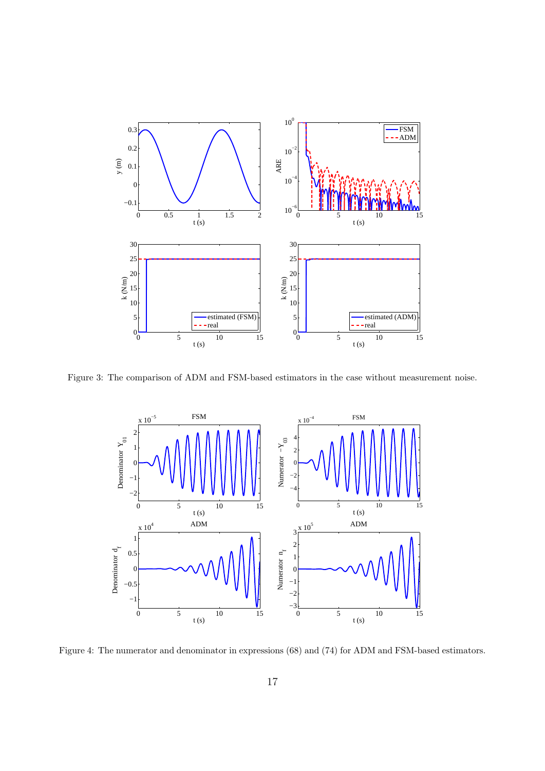Figure 3: The comparison of ADM and FSM-based estimators in the case without measurement noise.

Figure 4: The numerator and denominator in expressions (68) and (74) for ADM and FSM-based estimators.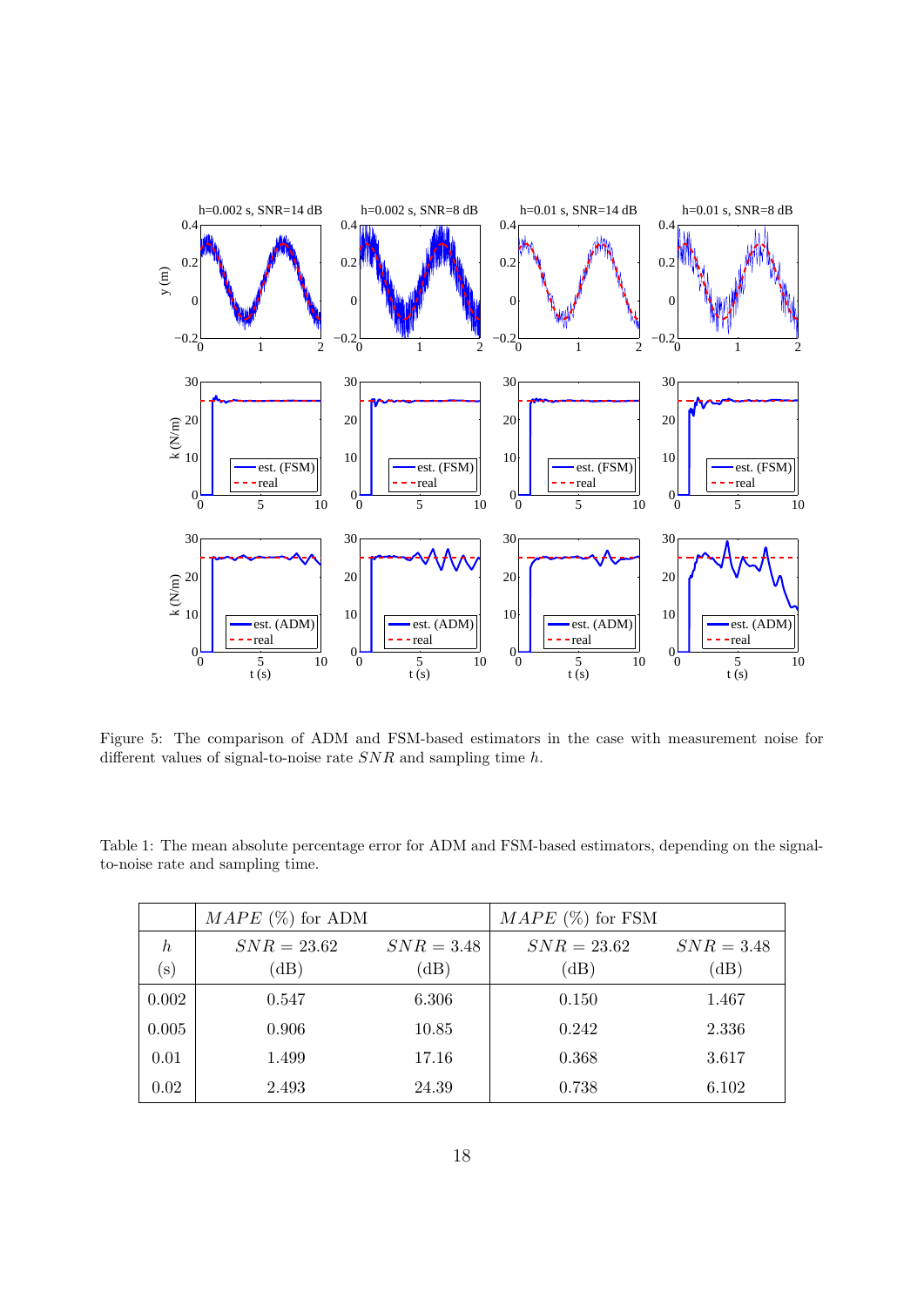Figure 5: The comparison of ADM and FSM-based estimators in the case with measurement noise for different values of signal-to-noise rate $SNR$ and sampling time $h$.

Table 1: The mean absolute percentage error for ADM and FSM-based estimators, depending on the signal-to-noise rate and sampling time.

| | $MAPE$ (%) for ADM | | $MAPE$ (%) for FSM | |
|---|---|---|---|---|
| $h$ (s) | $SNR = 23.62$ (dB) | $SNR = 3.48$ (dB) | $SNR = 23.62$ (dB) | $SNR = 3.48$ (dB) |
| 0.002 | 0.547 | 6.306 | 0.150 | 1.467 |
| 0.005 | 0.906 | 10.85 | 0.242 | 2.336 |
| 0.01 | 1.499 | 17.16 | 0.368 | 3.617 |
| 0.02 | 2.493 | 24.39 | 0.738 | 6.102 |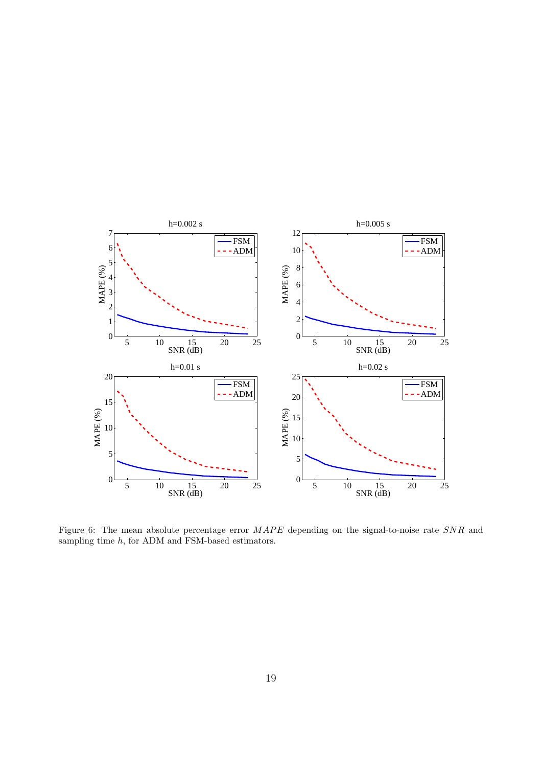Figure 6: The mean absolute percentage error $MAPE$ depending on the signal-to-noise rate $SNR$ and sampling time $h$, for ADM and FSM-based estimators.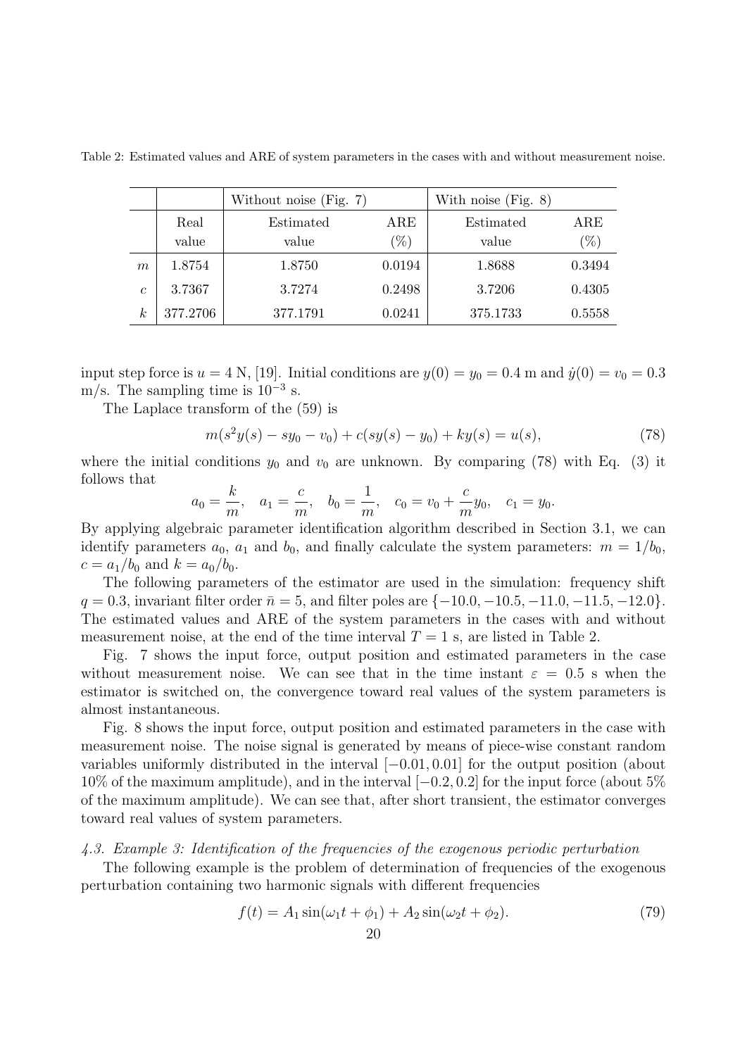Table 2: Estimated values and ARE of system parameters in the cases with and without measurement noise.

| | | Without noise (Fig. 7) | | With noise (Fig. 8) | |
|---|---|---|---|---|---|
| | Real value | Estimated value | ARE (%) | Estimated value | ARE (%) |
| $m$ | 1.8754 | 1.8750 | 0.0194 | 1.8688 | 0.3494 |
| $c$ | 3.7367 | 3.7274 | 0.2498 | 3.7206 | 0.4305 |
| $k$ | 377.2706 | 377.1791 | 0.0241 | 375.1733 | 0.5558 |

input step force is $u = 4$ N, [19]. Initial conditions are $y(0) = y_0 = 0.4$ m and $\dot{y}(0) = v_0 = 0.3$ m/s. The sampling time is $10^{-3}$ s.

The Laplace transform of the (59) is

$$m(s^2 y(s) - sy_0 - v_0) + c(sy(s) - y_0) + ky(s) = u(s), \tag{78}$$

where the initial conditions $y_0$ and $v_0$ are unknown. By comparing (78) with Eq. (3) it follows that

$$a_0 = \frac{k}{m}, \quad a_1 = \frac{c}{m}, \quad b_0 = \frac{1}{m}, \quad c_0 = v_0 + \frac{c}{m}y_0, \quad c_1 = y_0.$$

By applying algebraic parameter identification algorithm described in Section 3.1, we can identify parameters $a_0$, $a_1$ and $b_0$, and finally calculate the system parameters: $m = 1/b_0$, $c = a_1/b_0$ and $k = a_0/b_0$.

The following parameters of the estimator are used in the simulation: frequency shift $q = 0.3$, invariant filter order $\bar{n} = 5$, and filter poles are $\{-10.0, -10.5, -11.0, -11.5, -12.0\}$. The estimated values and ARE of the system parameters in the cases with and without measurement noise, at the end of the time interval $T = 1$ s, are listed in Table 2.

Fig. 7 shows the input force, output position and estimated parameters in the case without measurement noise. We can see that in the time instant $\varepsilon = 0.5$ s when the estimator is switched on, the convergence toward real values of the system parameters is almost instantaneous.

Fig. 8 shows the input force, output position and estimated parameters in the case with measurement noise. The noise signal is generated by means of piece-wise constant random variables uniformly distributed in the interval $[-0.01, 0.01]$ for the output position (about 10% of the maximum amplitude), and in the interval $[-0.2, 0.2]$ for the input force (about 5% of the maximum amplitude). We can see that, after short transient, the estimator converges toward real values of system parameters.

*4.3. Example 3: Identification of the frequencies of the exogenous periodic perturbation*

The following example is the problem of determination of frequencies of the exogenous perturbation containing two harmonic signals with different frequencies

$$f(t) = A_1 \sin(\omega_1 t + \phi_1) + A_2 \sin(\omega_2 t + \phi_2). \tag{79}$$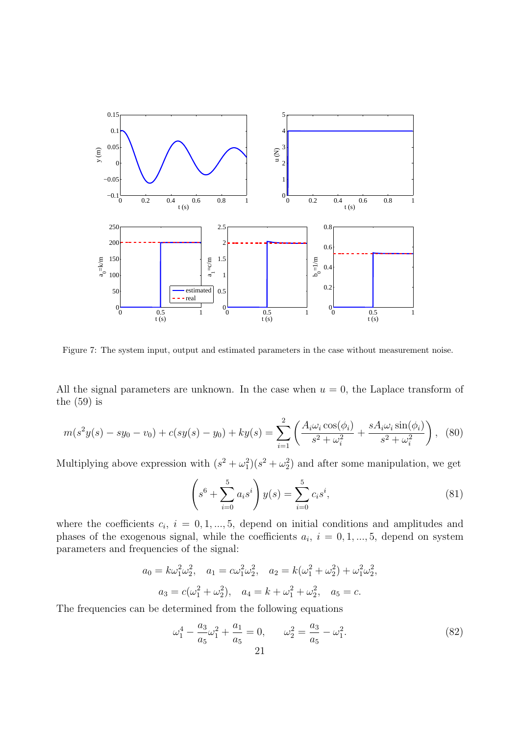Figure 7: The system input, output and estimated parameters in the case without measurement noise.

All the signal parameters are unknown. In the case when $u = 0$, the Laplace transform of the (59) is

$$m(s^2y(s) - sy_0 - v_0) + c(sy(s) - y_0) + ky(s) = \sum_{i=1}^{2}\left(\frac{A_i\omega_i\cos(\phi_i)}{s^2+\omega_i^2} + \frac{sA_i\omega_i\sin(\phi_i)}{s^2+\omega_i^2}\right), \quad (80)$$

Multiplying above expression with $(s^2+\omega_1^2)(s^2+\omega_2^2)$ and after some manipulation, we get

$$\left(s^6 + \sum_{i=0}^{5} a_i s^i\right) y(s) = \sum_{i=0}^{5} c_i s^i, \quad (81)$$

where the coefficients $c_i$, $i = 0, 1, ..., 5$, depend on initial conditions and amplitudes and phases of the exogenous signal, while the coefficients $a_i$, $i = 0, 1, ..., 5$, depend on system parameters and frequencies of the signal:

$$a_0 = k\omega_1^2\omega_2^2, \quad a_1 = c\omega_1^2\omega_2^2, \quad a_2 = k(\omega_1^2+\omega_2^2) + \omega_1^2\omega_2^2,$$

$$a_3 = c(\omega_1^2+\omega_2^2), \quad a_4 = k + \omega_1^2 + \omega_2^2, \quad a_5 = c.$$

The frequencies can be determined from the following equations

$$\omega_1^4 - \frac{a_3}{a_5}\omega_1^2 + \frac{a_1}{a_5} = 0, \qquad \omega_2^2 = \frac{a_3}{a_5} - \omega_1^2. \quad (82)$$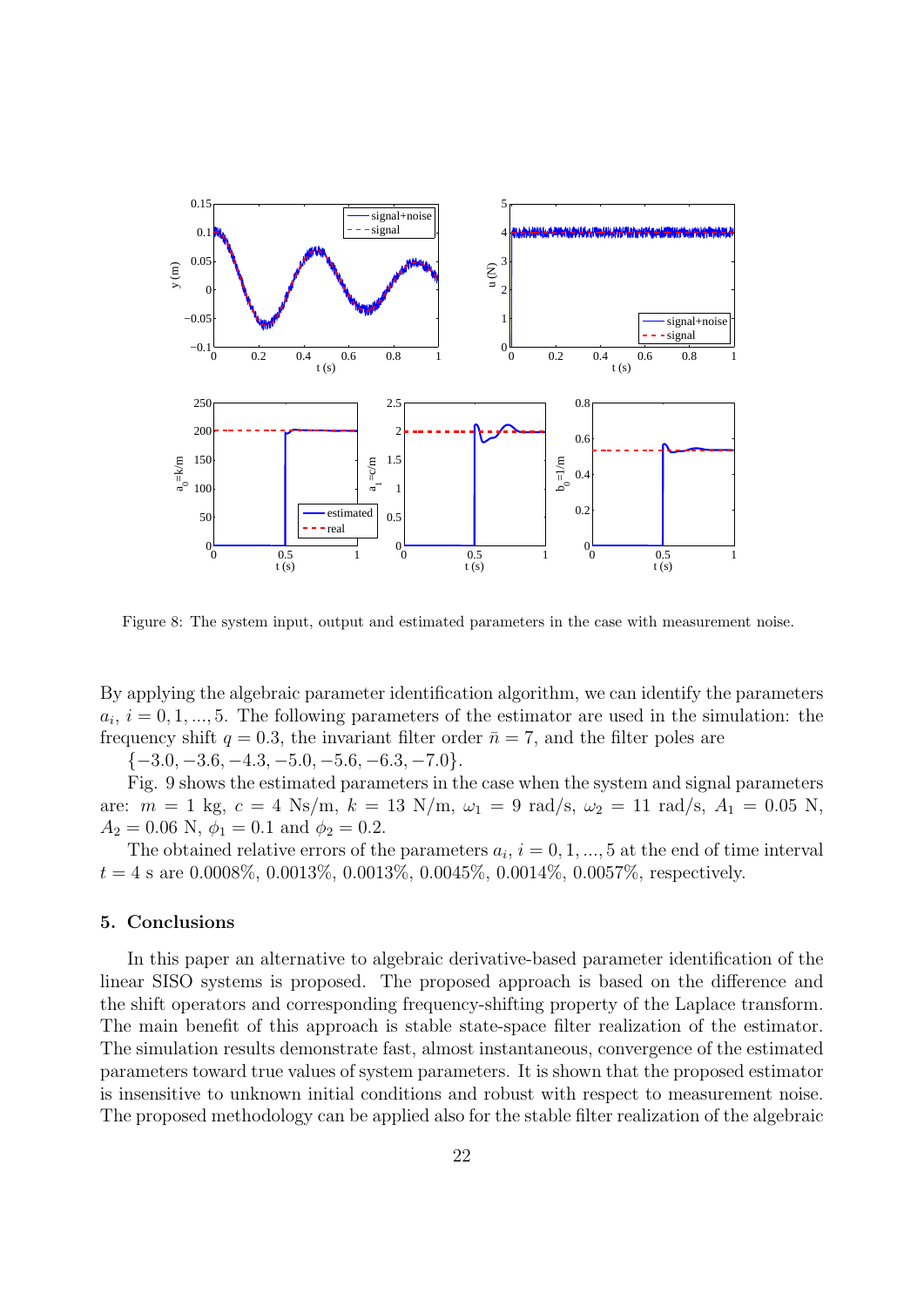Figure 8: The system input, output and estimated parameters in the case with measurement noise.

By applying the algebraic parameter identification algorithm, we can identify the parameters $a_i$, $i = 0, 1, ..., 5$. The following parameters of the estimator are used in the simulation: the frequency shift $q = 0.3$, the invariant filter order $\bar{n} = 7$, and the filter poles are $\{-3.0, -3.6, -4.3, -5.0, -5.6, -6.3, -7.0\}$.

Fig. 9 shows the estimated parameters in the case when the system and signal parameters are: $m = 1$ kg, $c = 4$ Ns/m, $k = 13$ N/m, $\omega_1 = 9$ rad/s, $\omega_2 = 11$ rad/s, $A_1 = 0.05$ N, $A_2 = 0.06$ N, $\phi_1 = 0.1$ and $\phi_2 = 0.2$.

The obtained relative errors of the parameters $a_i$, $i = 0, 1, ..., 5$ at the end of time interval $t = 4$ s are 0.0008%, 0.0013%, 0.0013%, 0.0045%, 0.0014%, 0.0057%, respectively.

## 5. Conclusions

In this paper an alternative to algebraic derivative-based parameter identification of the linear SISO systems is proposed. The proposed approach is based on the difference and the shift operators and corresponding frequency-shifting property of the Laplace transform. The main benefit of this approach is stable state-space filter realization of the estimator. The simulation results demonstrate fast, almost instantaneous, convergence of the estimated parameters toward true values of system parameters. It is shown that the proposed estimator is insensitive to unknown initial conditions and robust with respect to measurement noise. The proposed methodology can be applied also for the stable filter realization of the algebraic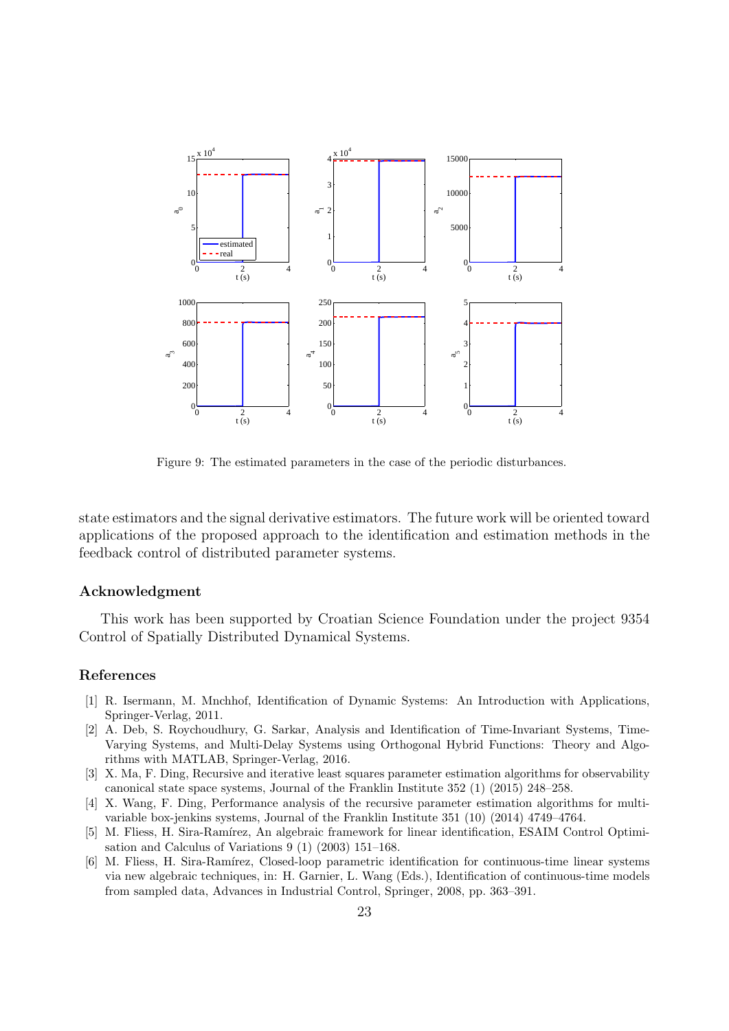Figure 9: The estimated parameters in the case of the periodic disturbances.

state estimators and the signal derivative estimators. The future work will be oriented toward applications of the proposed approach to the identification and estimation methods in the feedback control of distributed parameter systems.

## Acknowledgment

This work has been supported by Croatian Science Foundation under the project 9354 Control of Spatially Distributed Dynamical Systems.

## References

[1] R. Isermann, M. Mnchhof, Identification of Dynamic Systems: An Introduction with Applications, Springer-Verlag, 2011.

[2] A. Deb, S. Roychoudhury, G. Sarkar, Analysis and Identification of Time-Invariant Systems, Time-Varying Systems, and Multi-Delay Systems using Orthogonal Hybrid Functions: Theory and Algorithms with MATLAB, Springer-Verlag, 2016.

[3] X. Ma, F. Ding, Recursive and iterative least squares parameter estimation algorithms for observability canonical state space systems, Journal of the Franklin Institute 352 (1) (2015) 248–258.

[4] X. Wang, F. Ding, Performance analysis of the recursive parameter estimation algorithms for multivariable box-jenkins systems, Journal of the Franklin Institute 351 (10) (2014) 4749–4764.

[5] M. Fliess, H. Sira-Ramírez, An algebraic framework for linear identification, ESAIM Control Optimisation and Calculus of Variations 9 (1) (2003) 151–168.

[6] M. Fliess, H. Sira-Ramírez, Closed-loop parametric identification for continuous-time linear systems via new algebraic techniques, in: H. Garnier, L. Wang (Eds.), Identification of continuous-time models from sampled data, Advances in Industrial Control, Springer, 2008, pp. 363–391.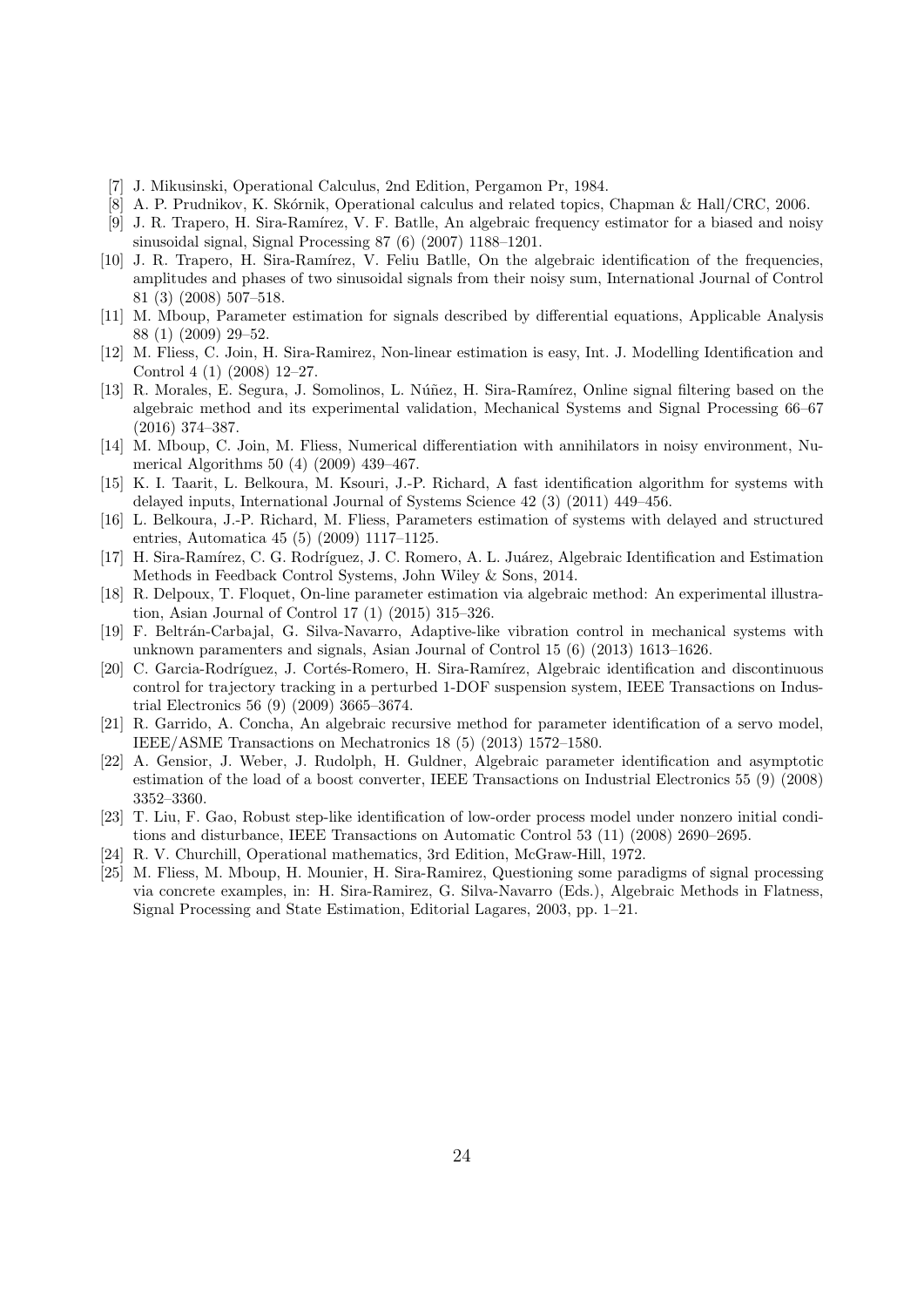[7] J. Mikusinski, Operational Calculus, 2nd Edition, Pergamon Pr, 1984.

[8] A. P. Prudnikov, K. Skórnik, Operational calculus and related topics, Chapman & Hall/CRC, 2006.

[9] J. R. Trapero, H. Sira-Ramírez, V. F. Batlle, An algebraic frequency estimator for a biased and noisy sinusoidal signal, Signal Processing 87 (6) (2007) 1188–1201.

[10] J. R. Trapero, H. Sira-Ramírez, V. Feliu Batlle, On the algebraic identification of the frequencies, amplitudes and phases of two sinusoidal signals from their noisy sum, International Journal of Control 81 (3) (2008) 507–518.

[11] M. Mboup, Parameter estimation for signals described by differential equations, Applicable Analysis 88 (1) (2009) 29–52.

[12] M. Fliess, C. Join, H. Sira-Ramirez, Non-linear estimation is easy, Int. J. Modelling Identification and Control 4 (1) (2008) 12–27.

[13] R. Morales, E. Segura, J. Somolinos, L. Núñez, H. Sira-Ramírez, Online signal filtering based on the algebraic method and its experimental validation, Mechanical Systems and Signal Processing 66–67 (2016) 374–387.

[14] M. Mboup, C. Join, M. Fliess, Numerical differentiation with annihilators in noisy environment, Numerical Algorithms 50 (4) (2009) 439–467.

[15] K. I. Taarit, L. Belkoura, M. Ksouri, J.-P. Richard, A fast identification algorithm for systems with delayed inputs, International Journal of Systems Science 42 (3) (2011) 449–456.

[16] L. Belkoura, J.-P. Richard, M. Fliess, Parameters estimation of systems with delayed and structured entries, Automatica 45 (5) (2009) 1117–1125.

[17] H. Sira-Ramírez, C. G. Rodríguez, J. C. Romero, A. L. Juárez, Algebraic Identification and Estimation Methods in Feedback Control Systems, John Wiley & Sons, 2014.

[18] R. Delpoux, T. Floquet, On-line parameter estimation via algebraic method: An experimental illustration, Asian Journal of Control 17 (1) (2015) 315–326.

[19] F. Beltrán-Carbajal, G. Silva-Navarro, Adaptive-like vibration control in mechanical systems with unknown paramenters and signals, Asian Journal of Control 15 (6) (2013) 1613–1626.

[20] C. Garcia-Rodríguez, J. Cortés-Romero, H. Sira-Ramírez, Algebraic identification and discontinuous control for trajectory tracking in a perturbed 1-DOF suspension system, IEEE Transactions on Industrial Electronics 56 (9) (2009) 3665–3674.

[21] R. Garrido, A. Concha, An algebraic recursive method for parameter identification of a servo model, IEEE/ASME Transactions on Mechatronics 18 (5) (2013) 1572–1580.

[22] A. Gensior, J. Weber, J. Rudolph, H. Guldner, Algebraic parameter identification and asymptotic estimation of the load of a boost converter, IEEE Transactions on Industrial Electronics 55 (9) (2008) 3352–3360.

[23] T. Liu, F. Gao, Robust step-like identification of low-order process model under nonzero initial conditions and disturbance, IEEE Transactions on Automatic Control 53 (11) (2008) 2690–2695.

[24] R. V. Churchill, Operational mathematics, 3rd Edition, McGraw-Hill, 1972.

[25] M. Fliess, M. Mboup, H. Mounier, H. Sira-Ramirez, Questioning some paradigms of signal processing via concrete examples, in: H. Sira-Ramirez, G. Silva-Navarro (Eds.), Algebraic Methods in Flatness, Signal Processing and State Estimation, Editorial Lagares, 2003, pp. 1–21.